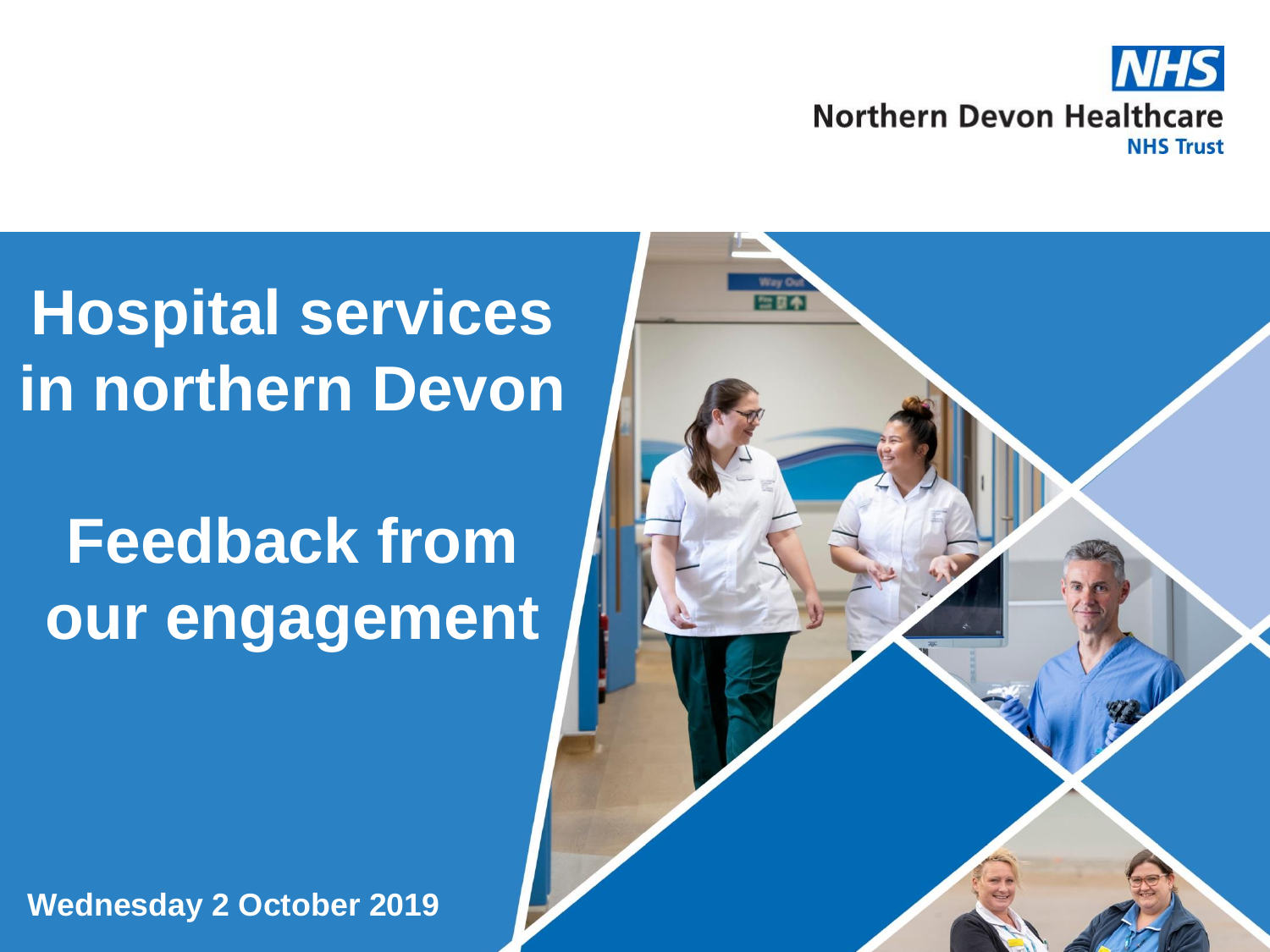NHS
Northern Devon Healthcare
NHS Trust

# Hospital services in northern Devon

# Feedback from our engagement

**Wednesday 2 October 2019**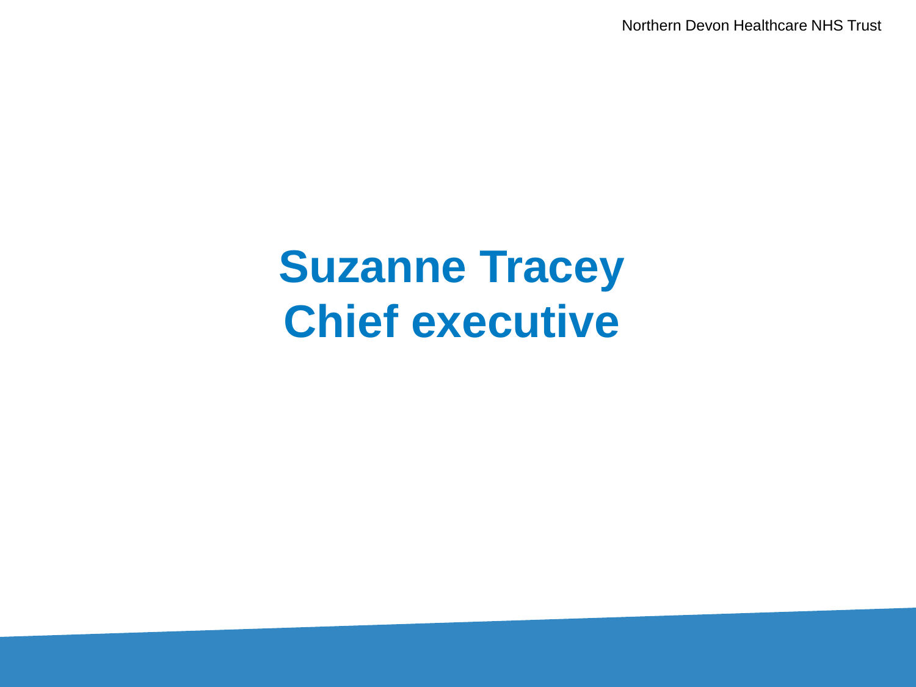# Suzanne Tracey
# Chief executive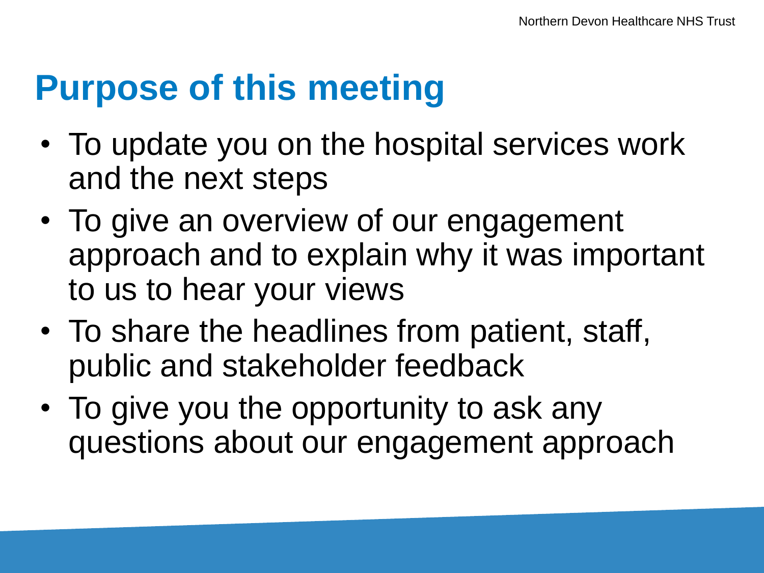# Purpose of this meeting

- To update you on the hospital services work and the next steps
- To give an overview of our engagement approach and to explain why it was important to us to hear your views
- To share the headlines from patient, staff, public and stakeholder feedback
- To give you the opportunity to ask any questions about our engagement approach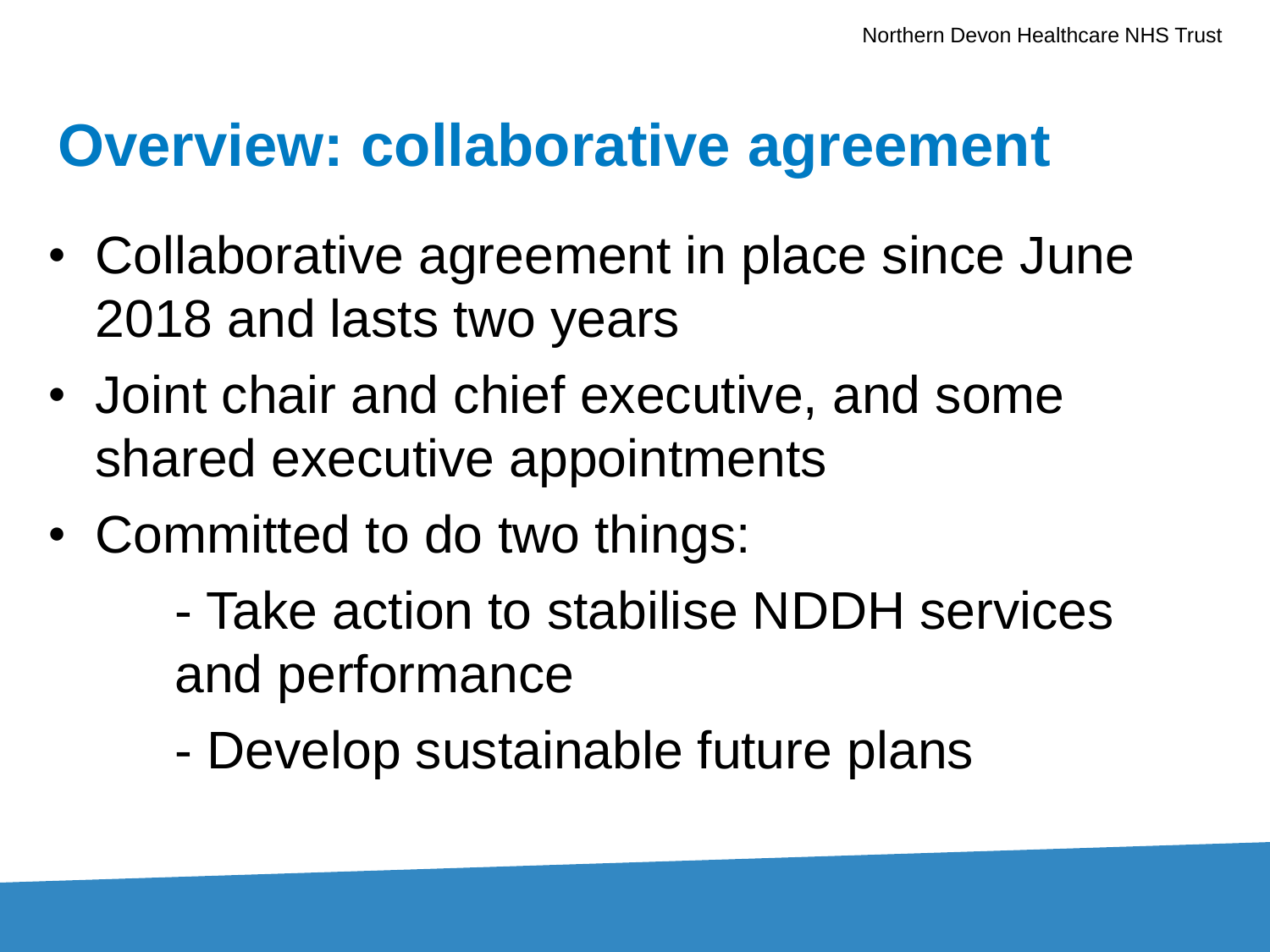# Overview: collaborative agreement

- Collaborative agreement in place since June 2018 and lasts two years
- Joint chair and chief executive, and some shared executive appointments
- Committed to do two things:
  - Take action to stabilise NDDH services and performance
  - Develop sustainable future plans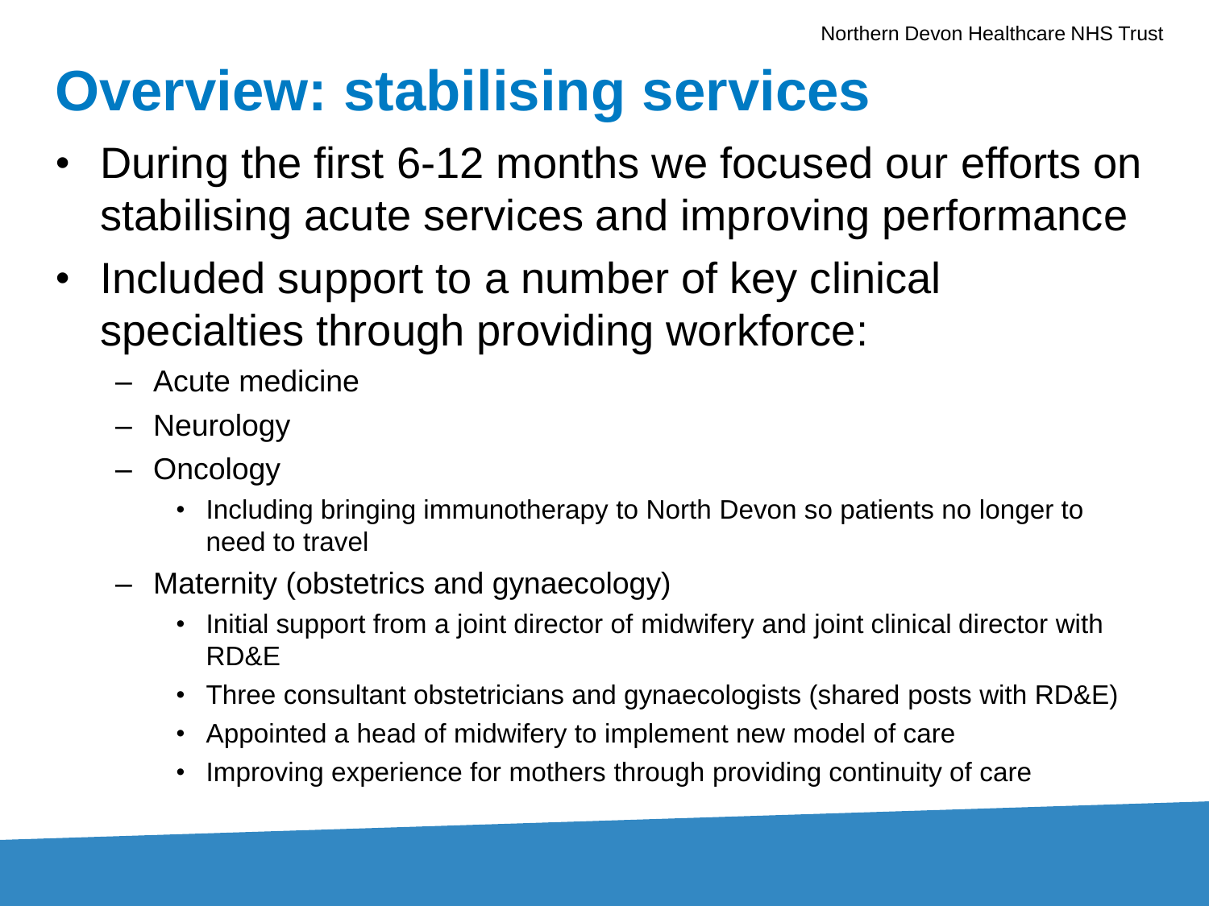# Overview: stabilising services

- During the first 6-12 months we focused our efforts on stabilising acute services and improving performance
- Included support to a number of key clinical specialties through providing workforce:
  - Acute medicine
  - Neurology
  - Oncology
    - Including bringing immunotherapy to North Devon so patients no longer to need to travel
  - Maternity (obstetrics and gynaecology)
    - Initial support from a joint director of midwifery and joint clinical director with RD&E
    - Three consultant obstetricians and gynaecologists (shared posts with RD&E)
    - Appointed a head of midwifery to implement new model of care
    - Improving experience for mothers through providing continuity of care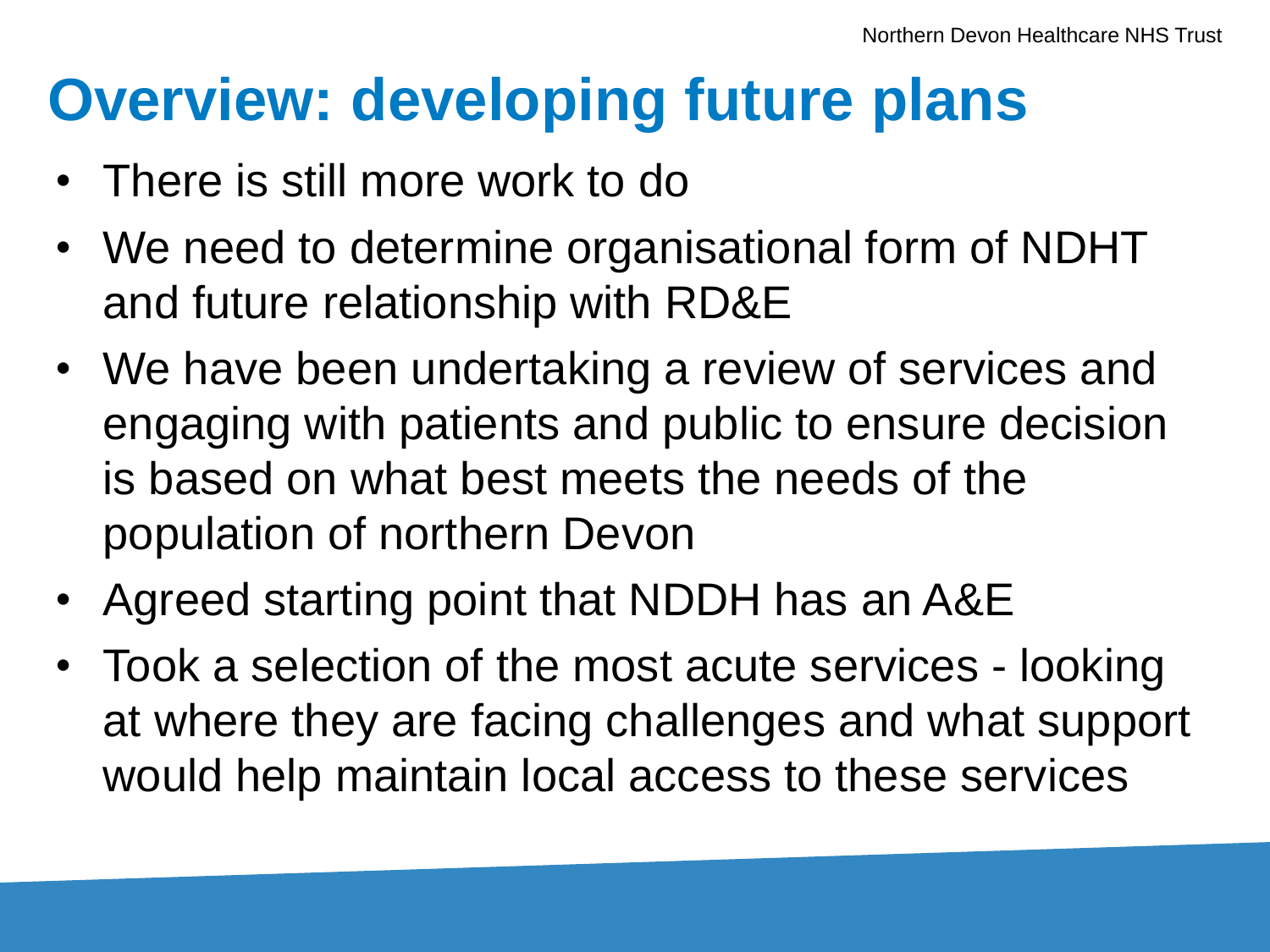# Overview: developing future plans

- There is still more work to do
- We need to determine organisational form of NDHT and future relationship with RD&E
- We have been undertaking a review of services and engaging with patients and public to ensure decision is based on what best meets the needs of the population of northern Devon
- Agreed starting point that NDDH has an A&E
- Took a selection of the most acute services - looking at where they are facing challenges and what support would help maintain local access to these services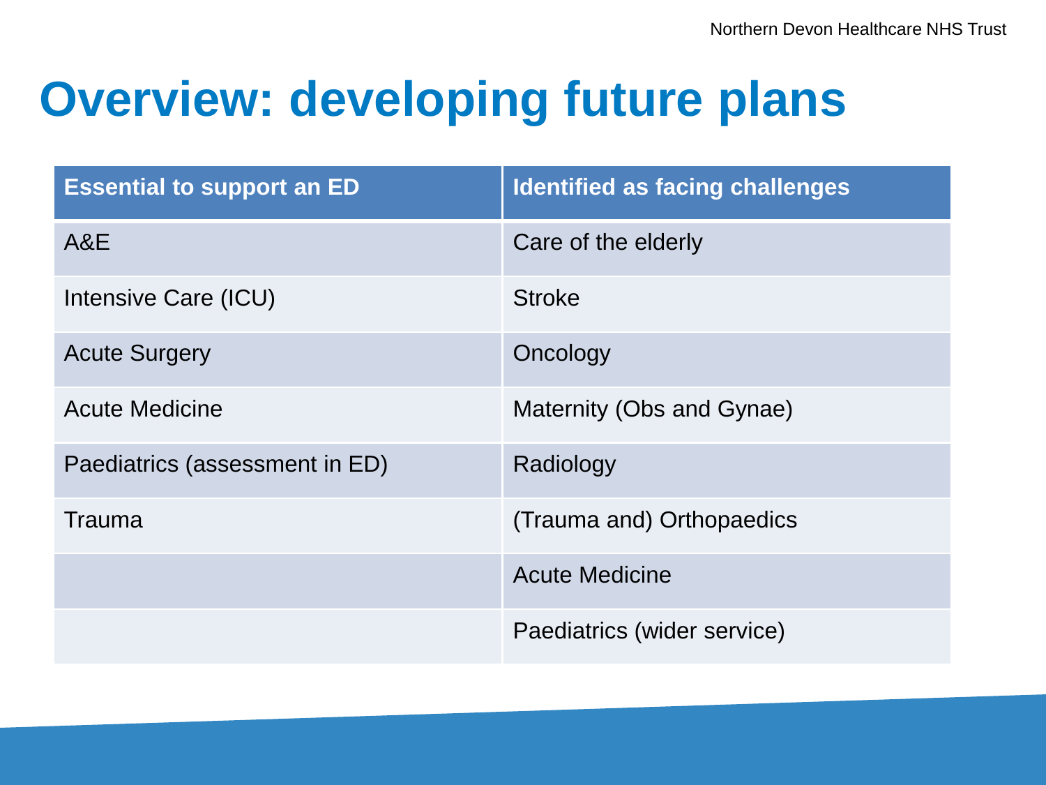# Overview: developing future plans

| Essential to support an ED | Identified as facing challenges |
|---|---|
| A&E | Care of the elderly |
| Intensive Care (ICU) | Stroke |
| Acute Surgery | Oncology |
| Acute Medicine | Maternity (Obs and Gynae) |
| Paediatrics (assessment in ED) | Radiology |
| Trauma | (Trauma and) Orthopaedics |
| | Acute Medicine |
| | Paediatrics (wider service) |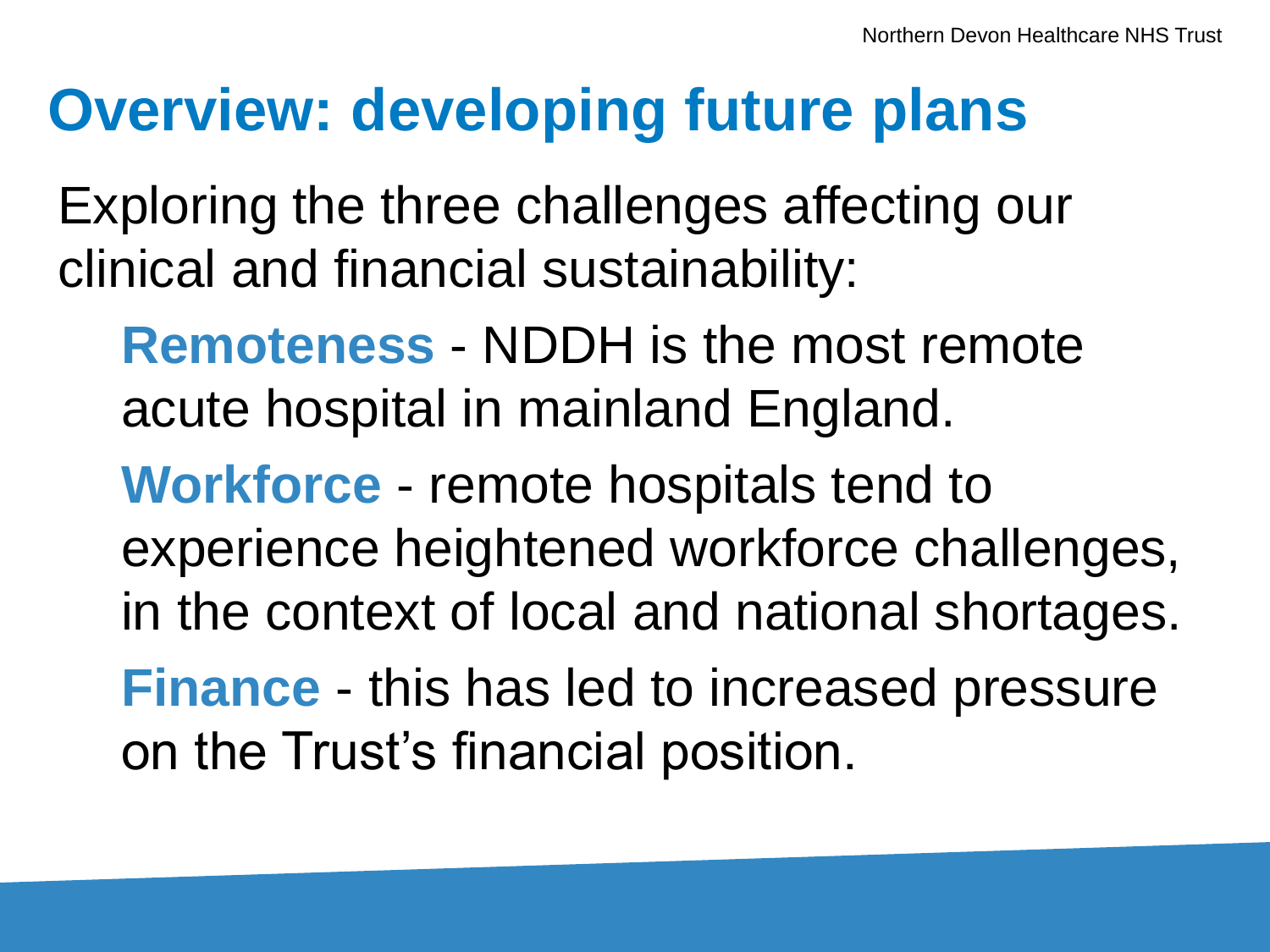# Overview: developing future plans

Exploring the three challenges affecting our clinical and financial sustainability:

- **Remoteness** - NDDH is the most remote acute hospital in mainland England.
- **Workforce** - remote hospitals tend to experience heightened workforce challenges, in the context of local and national shortages.
- **Finance** - this has led to increased pressure on the Trust's financial position.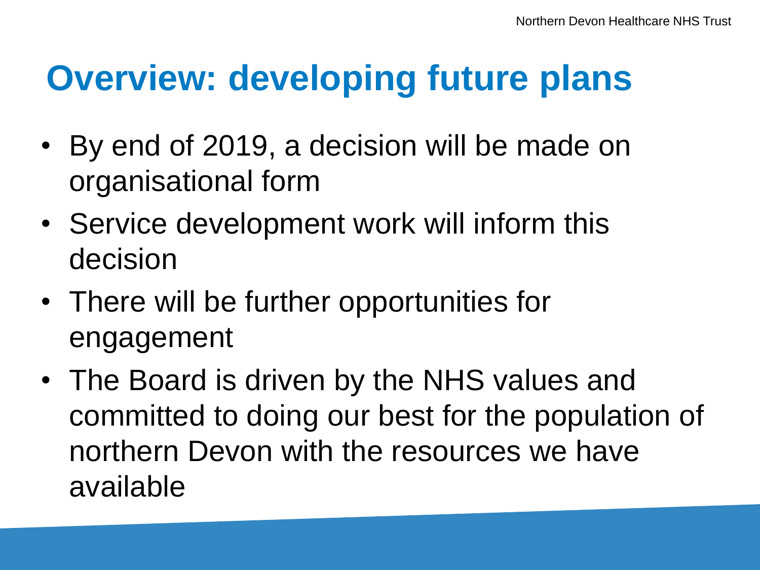# Overview: developing future plans

- By end of 2019, a decision will be made on organisational form
- Service development work will inform this decision
- There will be further opportunities for engagement
- The Board is driven by the NHS values and committed to doing our best for the population of northern Devon with the resources we have available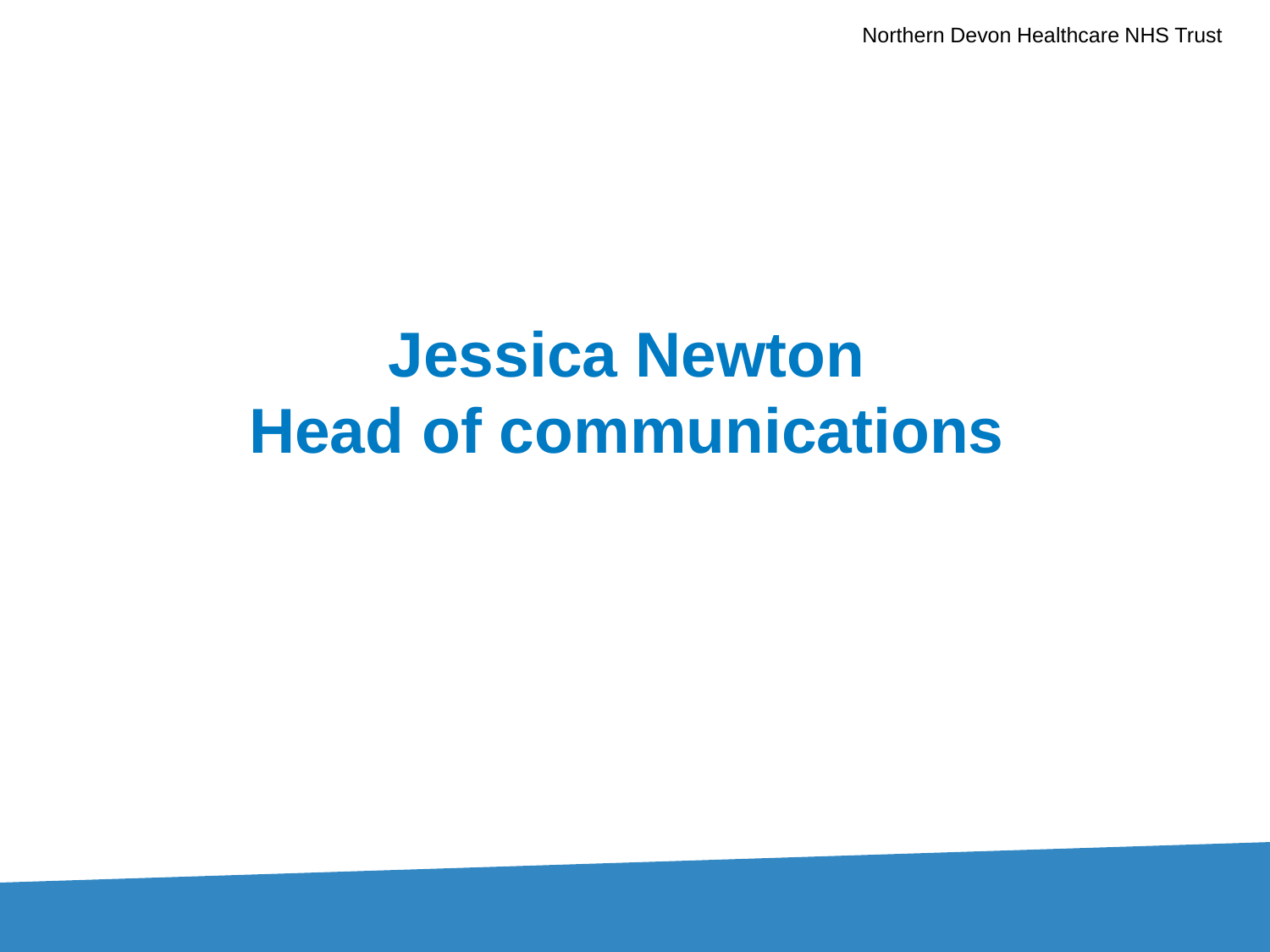# Jessica Newton
# Head of communications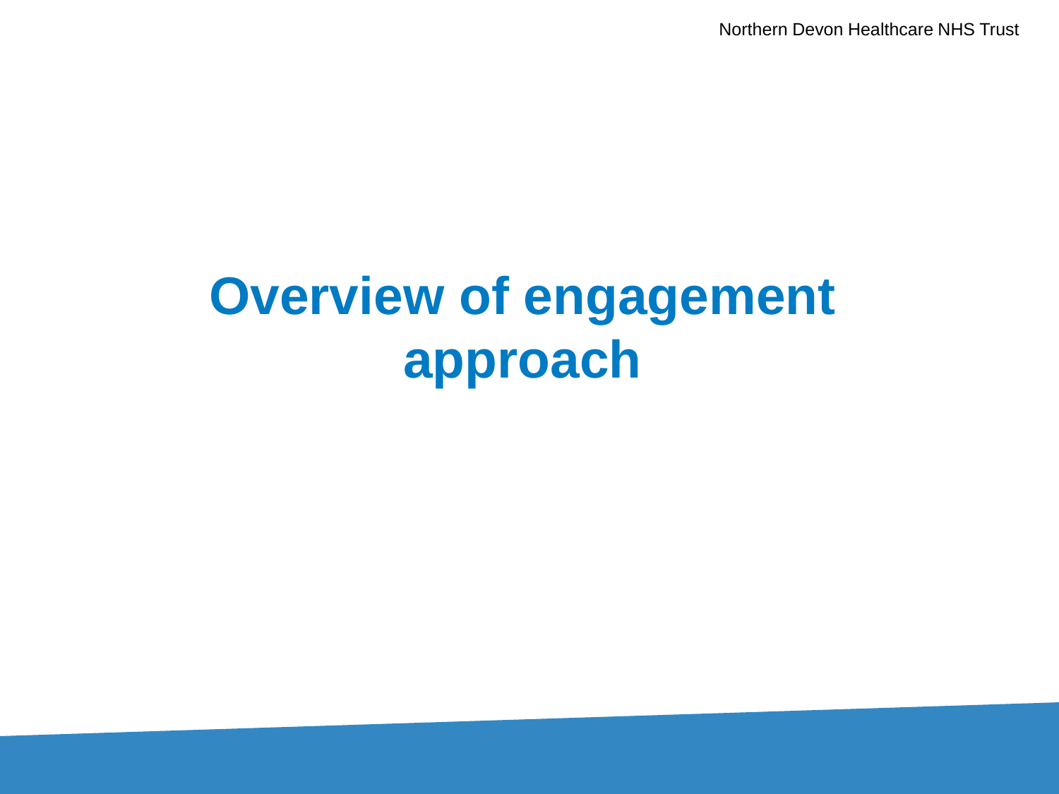# Overview of engagement approach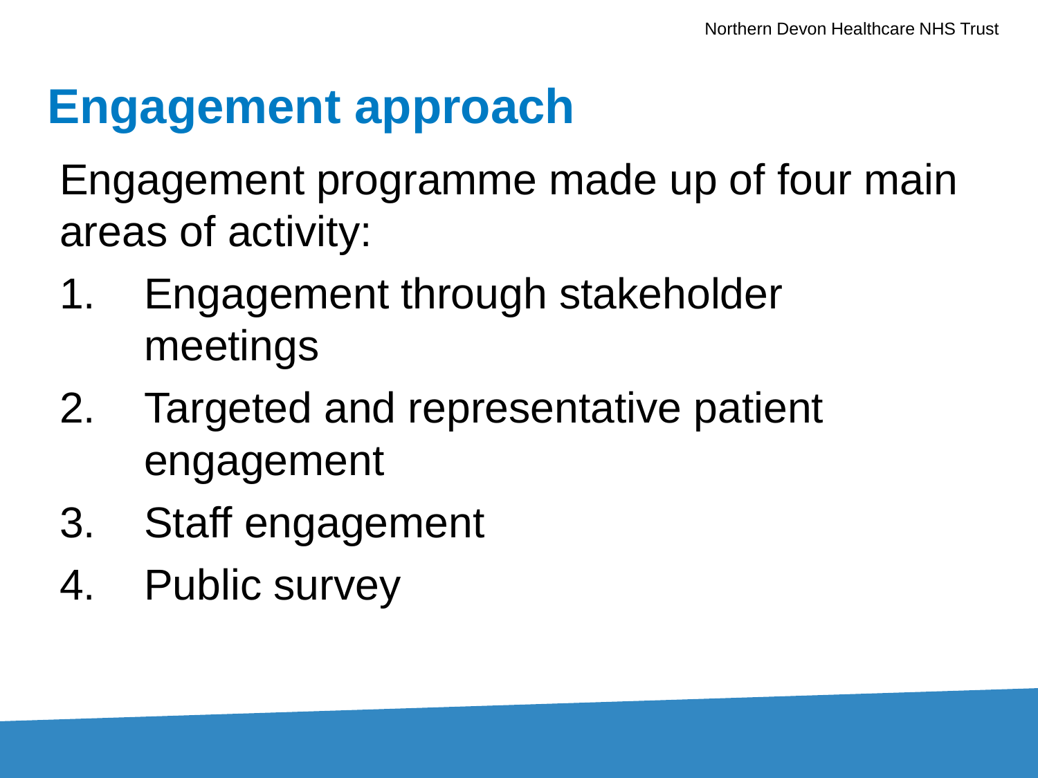# Engagement approach

Engagement programme made up of four main areas of activity:

1. Engagement through stakeholder meetings
2. Targeted and representative patient engagement
3. Staff engagement
4. Public survey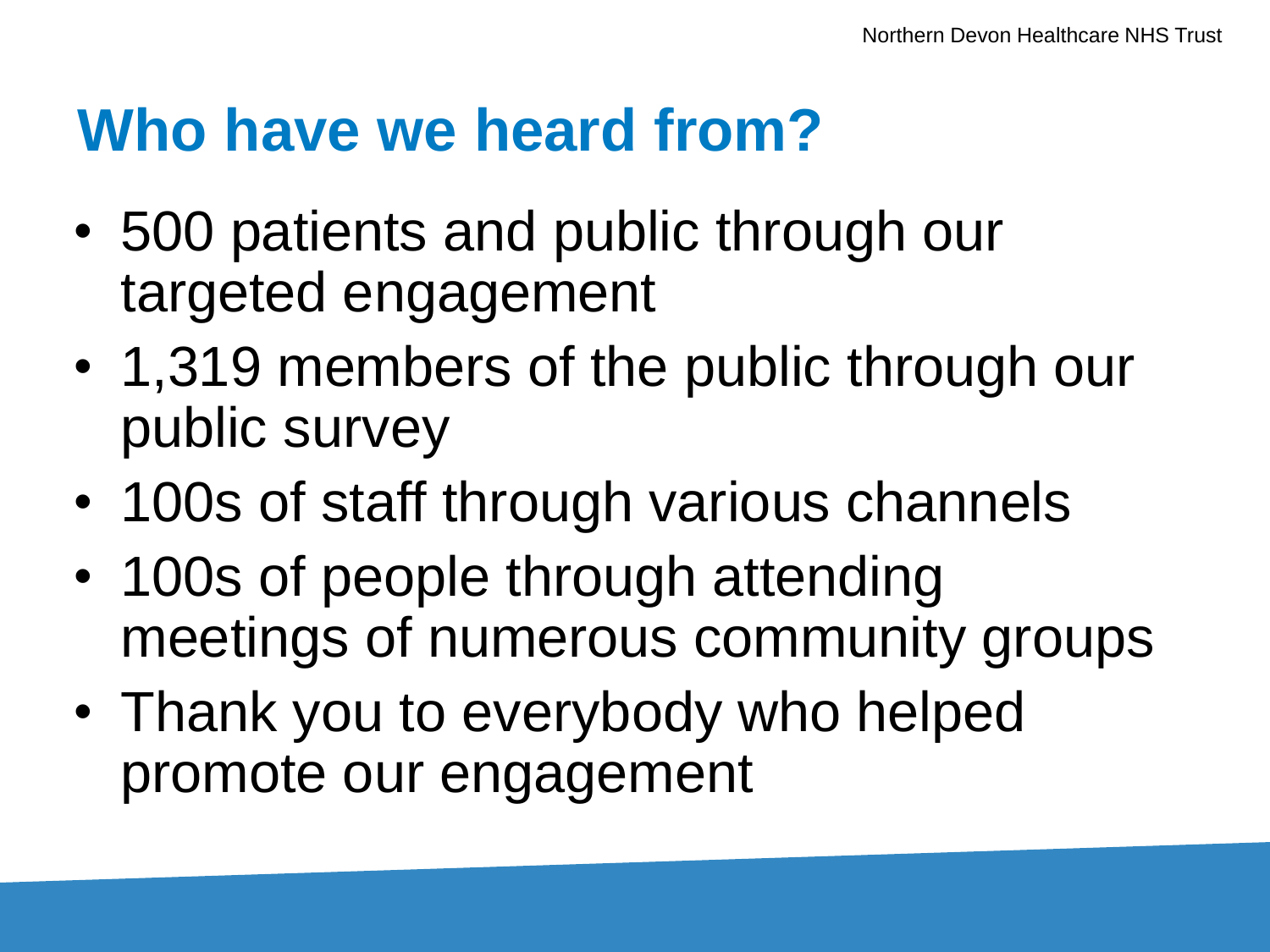# Who have we heard from?

- 500 patients and public through our targeted engagement
- 1,319 members of the public through our public survey
- 100s of staff through various channels
- 100s of people through attending meetings of numerous community groups
- Thank you to everybody who helped promote our engagement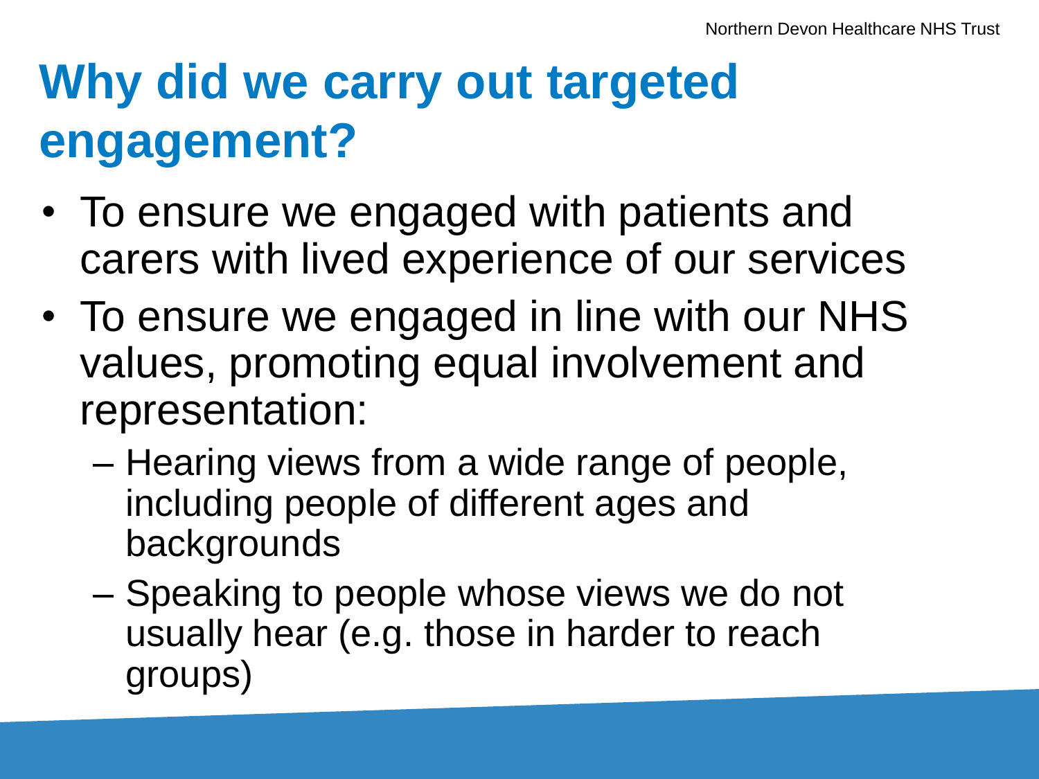# Why did we carry out targeted engagement?

- To ensure we engaged with patients and carers with lived experience of our services
- To ensure we engaged in line with our NHS values, promoting equal involvement and representation:
  - Hearing views from a wide range of people, including people of different ages and backgrounds
  - Speaking to people whose views we do not usually hear (e.g. those in harder to reach groups)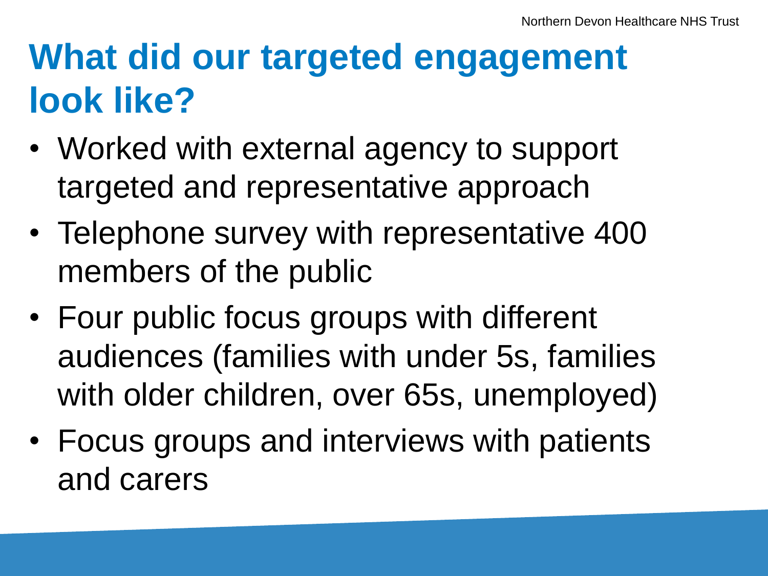# What did our targeted engagement look like?

- Worked with external agency to support targeted and representative approach
- Telephone survey with representative 400 members of the public
- Four public focus groups with different audiences (families with under 5s, families with older children, over 65s, unemployed)
- Focus groups and interviews with patients and carers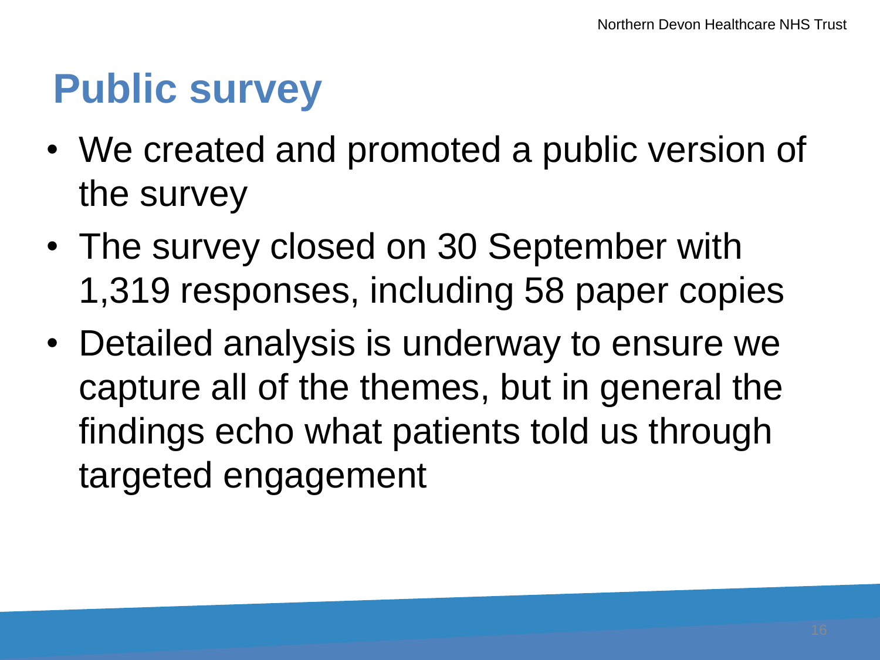# Public survey

- We created and promoted a public version of the survey
- The survey closed on 30 September with 1,319 responses, including 58 paper copies
- Detailed analysis is underway to ensure we capture all of the themes, but in general the findings echo what patients told us through targeted engagement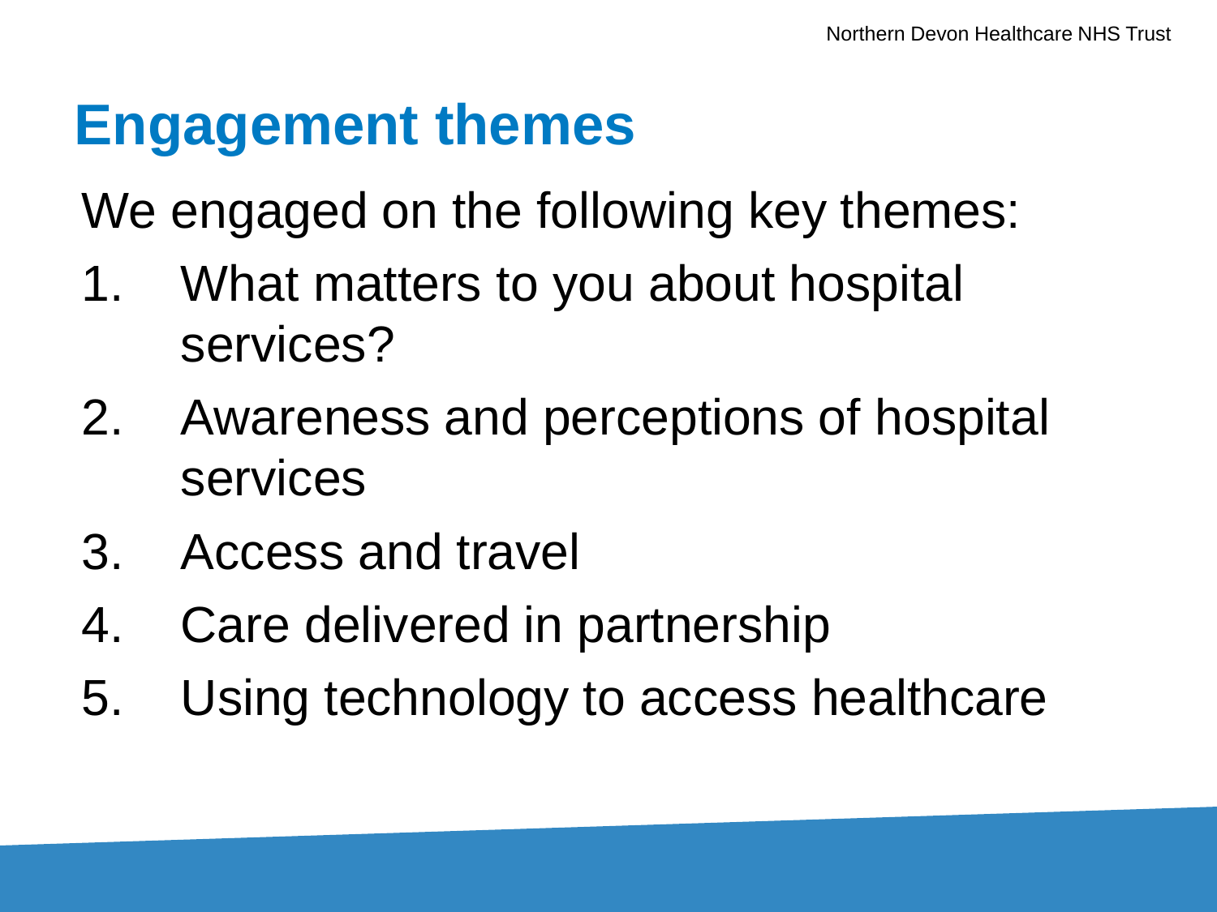# Engagement themes

We engaged on the following key themes:

1. What matters to you about hospital services?
2. Awareness and perceptions of hospital services
3. Access and travel
4. Care delivered in partnership
5. Using technology to access healthcare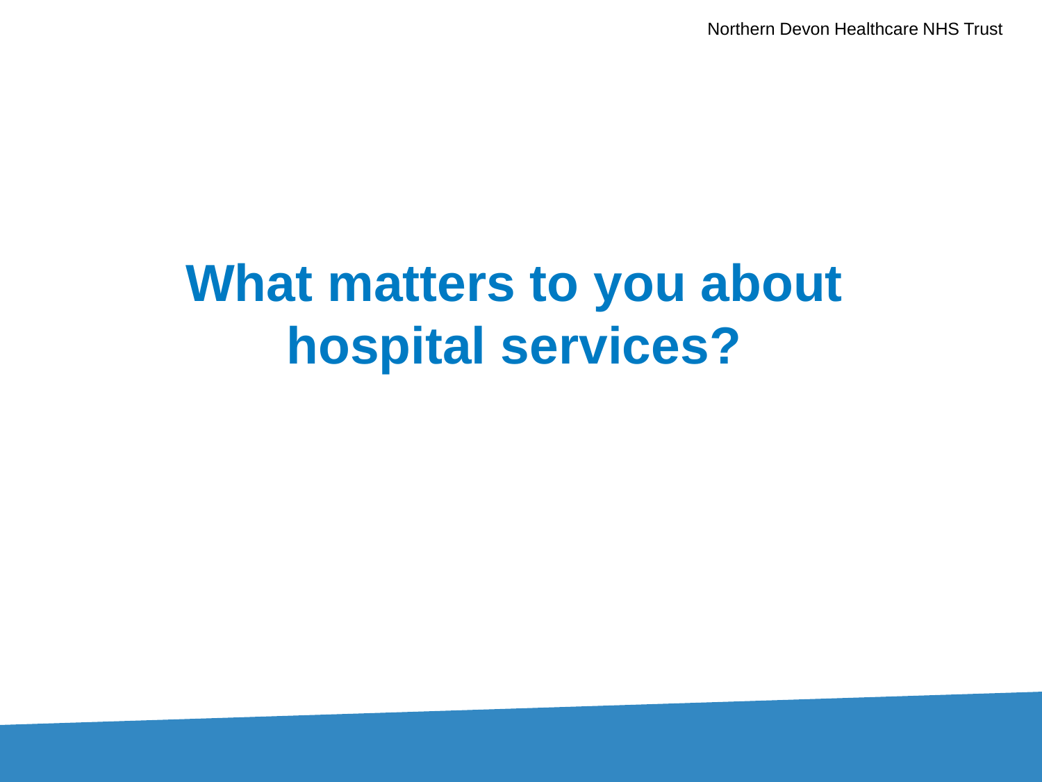# What matters to you about hospital services?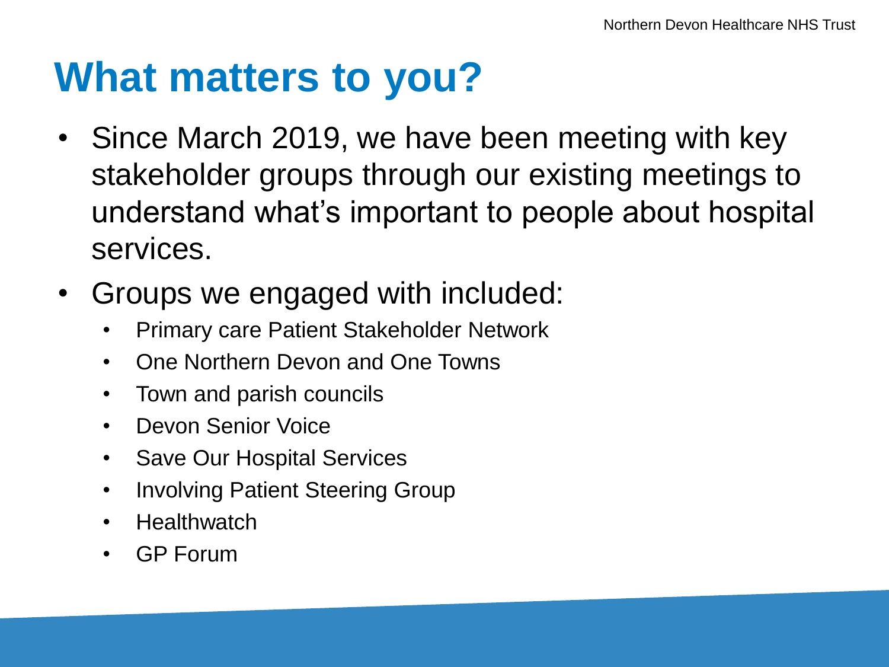# What matters to you?

- Since March 2019, we have been meeting with key stakeholder groups through our existing meetings to understand what's important to people about hospital services.
- Groups we engaged with included:
  - Primary care Patient Stakeholder Network
  - One Northern Devon and One Towns
  - Town and parish councils
  - Devon Senior Voice
  - Save Our Hospital Services
  - Involving Patient Steering Group
  - Healthwatch
  - GP Forum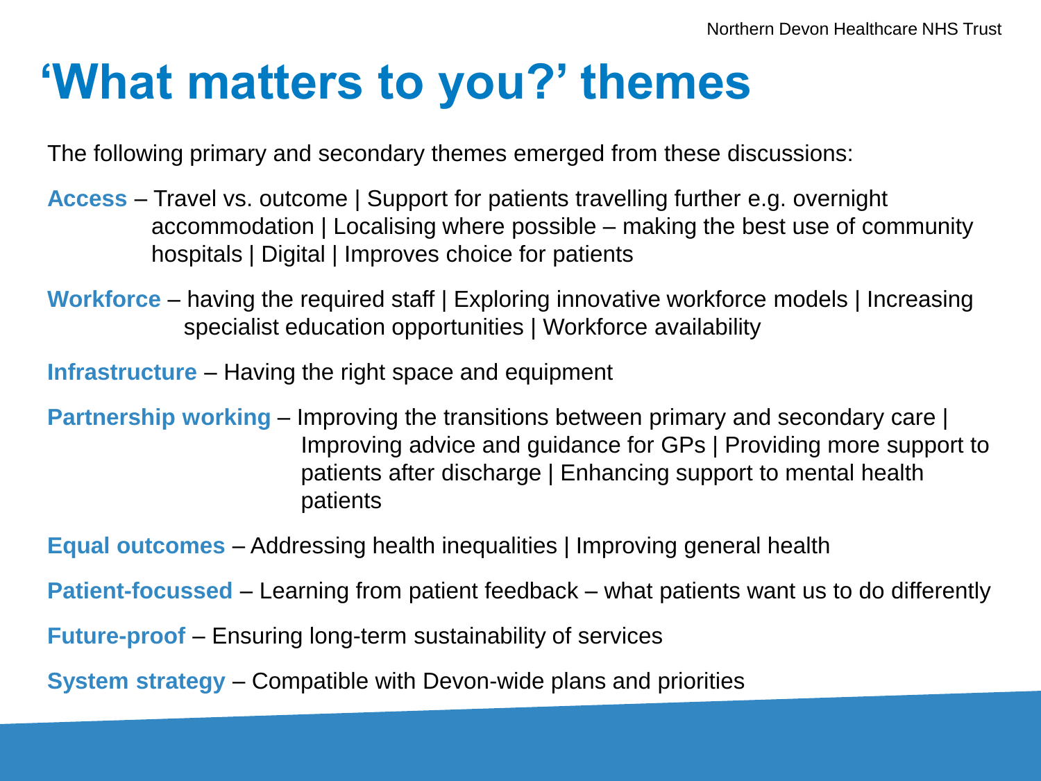# 'What matters to you?' themes

The following primary and secondary themes emerged from these discussions:

**Access** – Travel vs. outcome | Support for patients travelling further e.g. overnight accommodation | Localising where possible – making the best use of community hospitals | Digital | Improves choice for patients

**Workforce** – having the required staff | Exploring innovative workforce models | Increasing specialist education opportunities | Workforce availability

**Infrastructure** – Having the right space and equipment

**Partnership working** – Improving the transitions between primary and secondary care | Improving advice and guidance for GPs | Providing more support to patients after discharge | Enhancing support to mental health patients

**Equal outcomes** – Addressing health inequalities | Improving general health

**Patient-focussed** – Learning from patient feedback – what patients want us to do differently

**Future-proof** – Ensuring long-term sustainability of services

**System strategy** – Compatible with Devon-wide plans and priorities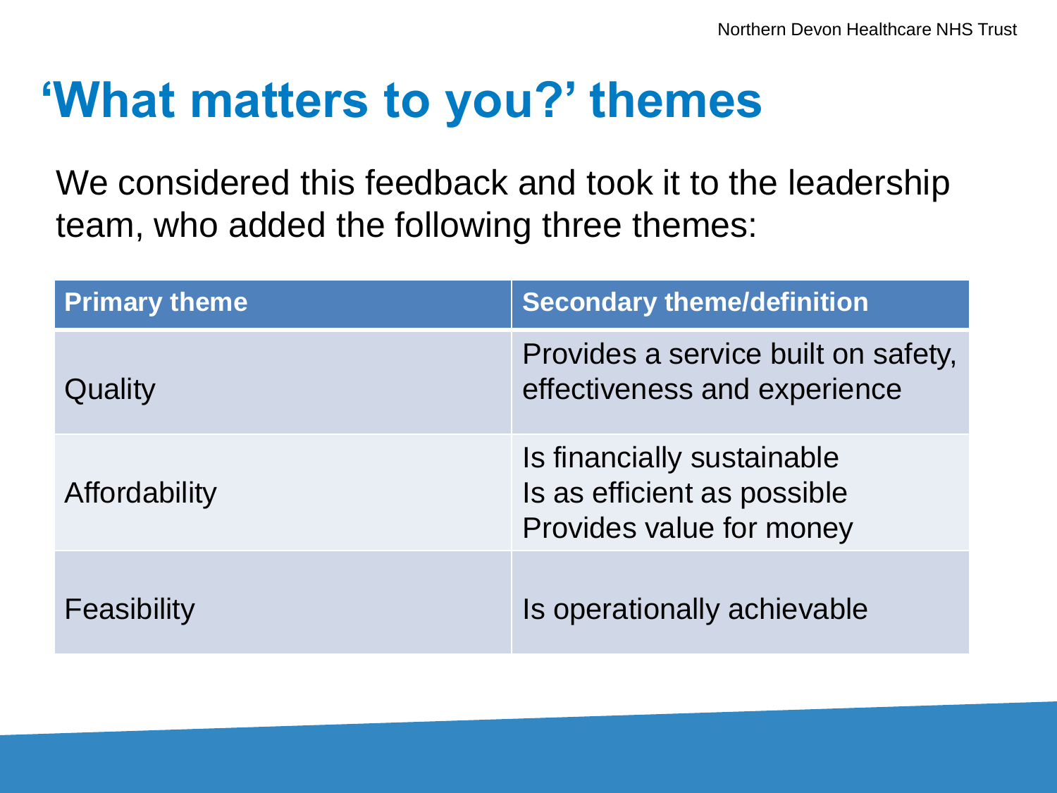# 'What matters to you?' themes

We considered this feedback and took it to the leadership team, who added the following three themes:

| Primary theme | Secondary theme/definition |
| --- | --- |
| Quality | Provides a service built on safety, effectiveness and experience |
| Affordability | Is financially sustainable<br>Is as efficient as possible<br>Provides value for money |
| Feasibility | Is operationally achievable |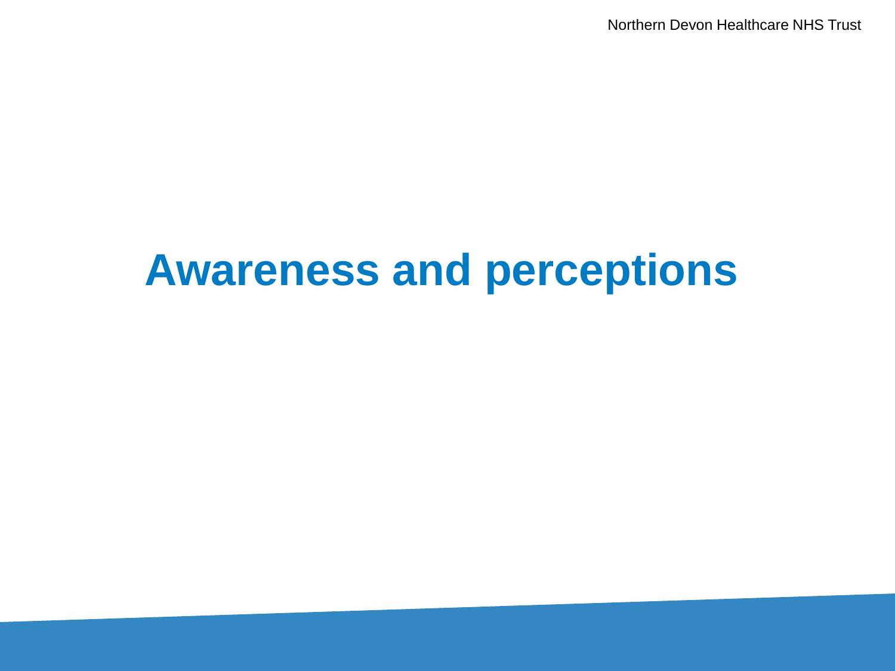# Awareness and perceptions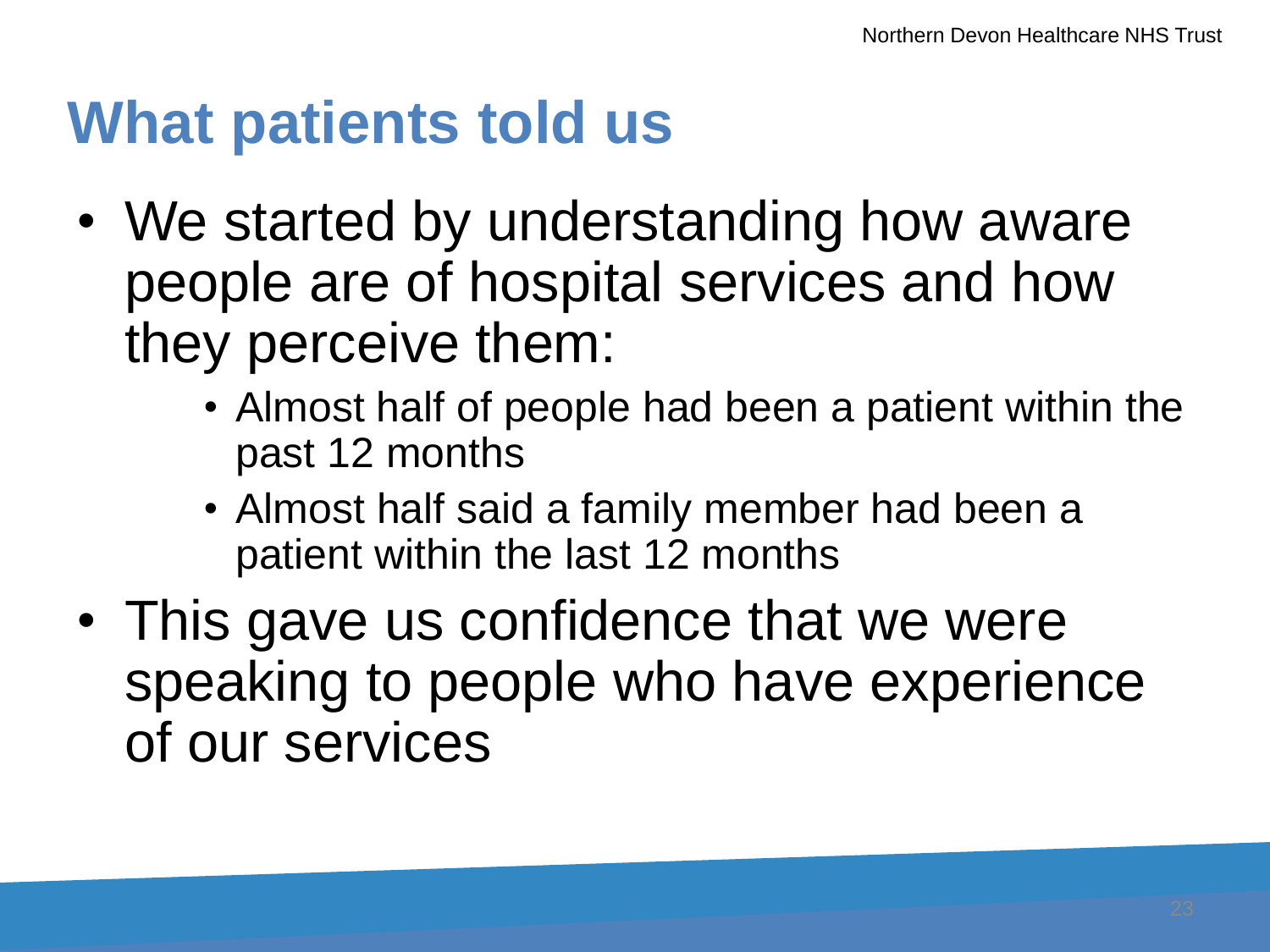# What patients told us

- We started by understanding how aware people are of hospital services and how they perceive them:
  - Almost half of people had been a patient within the past 12 months
  - Almost half said a family member had been a patient within the last 12 months
- This gave us confidence that we were speaking to people who have experience of our services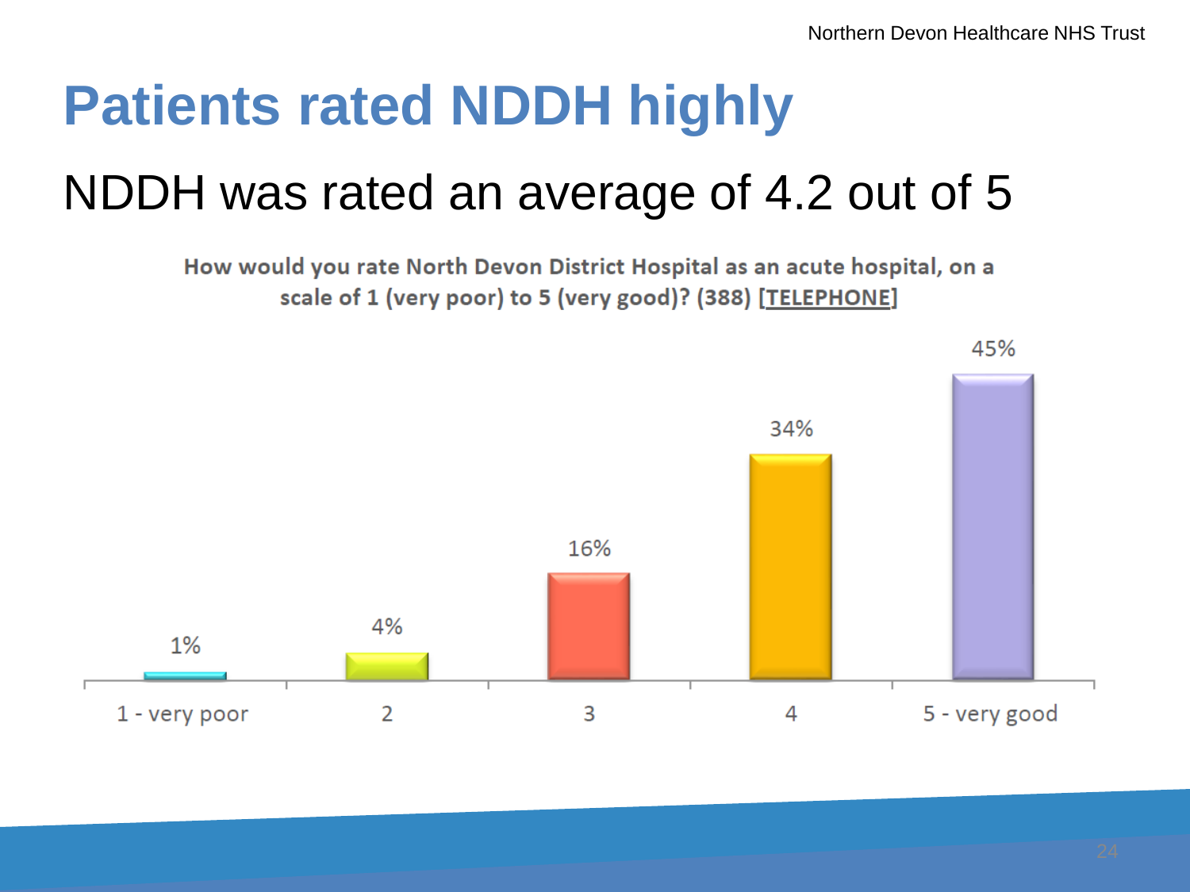# Patients rated NDDH highly

## NDDH was rated an average of 4.2 out of 5

**How would you rate North Devon District Hospital as an acute hospital, on a scale of 1 (very poor) to 5 (very good)? (388) [TELEPHONE]**

| Rating | Percentage |
|---|---|
| 1 - very poor | 1% |
| 2 | 4% |
| 3 | 16% |
| 4 | 34% |
| 5 - very good | 45% |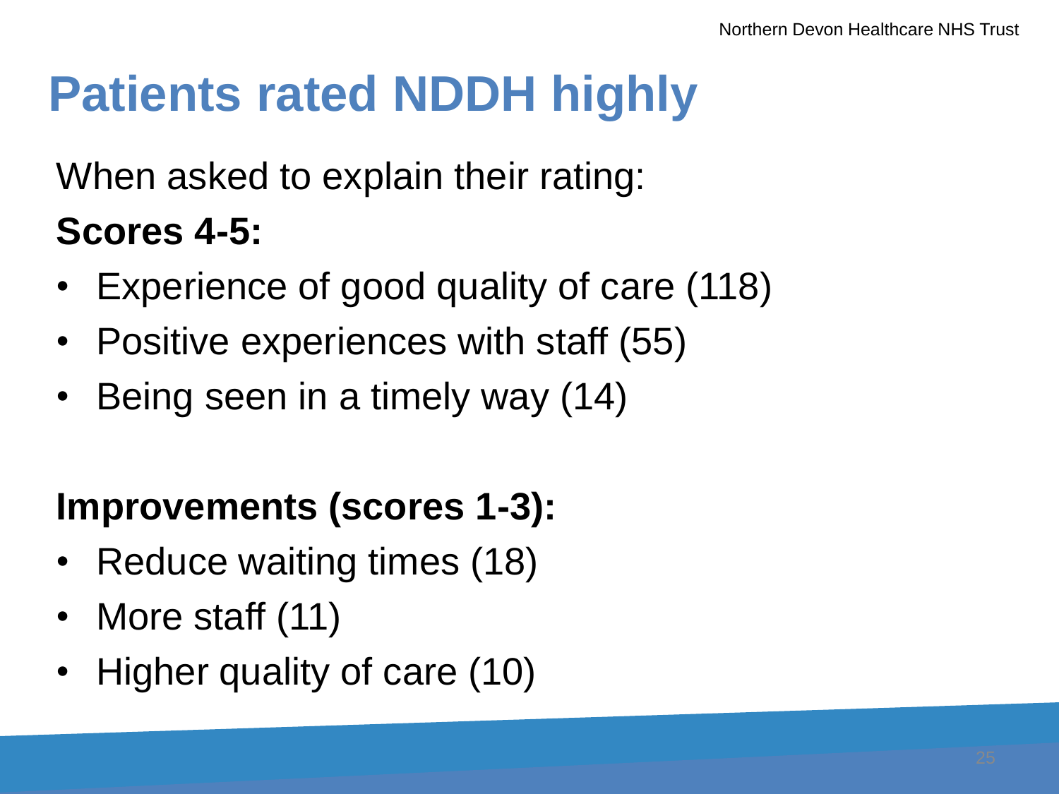# Patients rated NDDH highly

When asked to explain their rating:

**Scores 4-5:**

- Experience of good quality of care (118)
- Positive experiences with staff (55)
- Being seen in a timely way (14)

**Improvements (scores 1-3):**

- Reduce waiting times (18)
- More staff (11)
- Higher quality of care (10)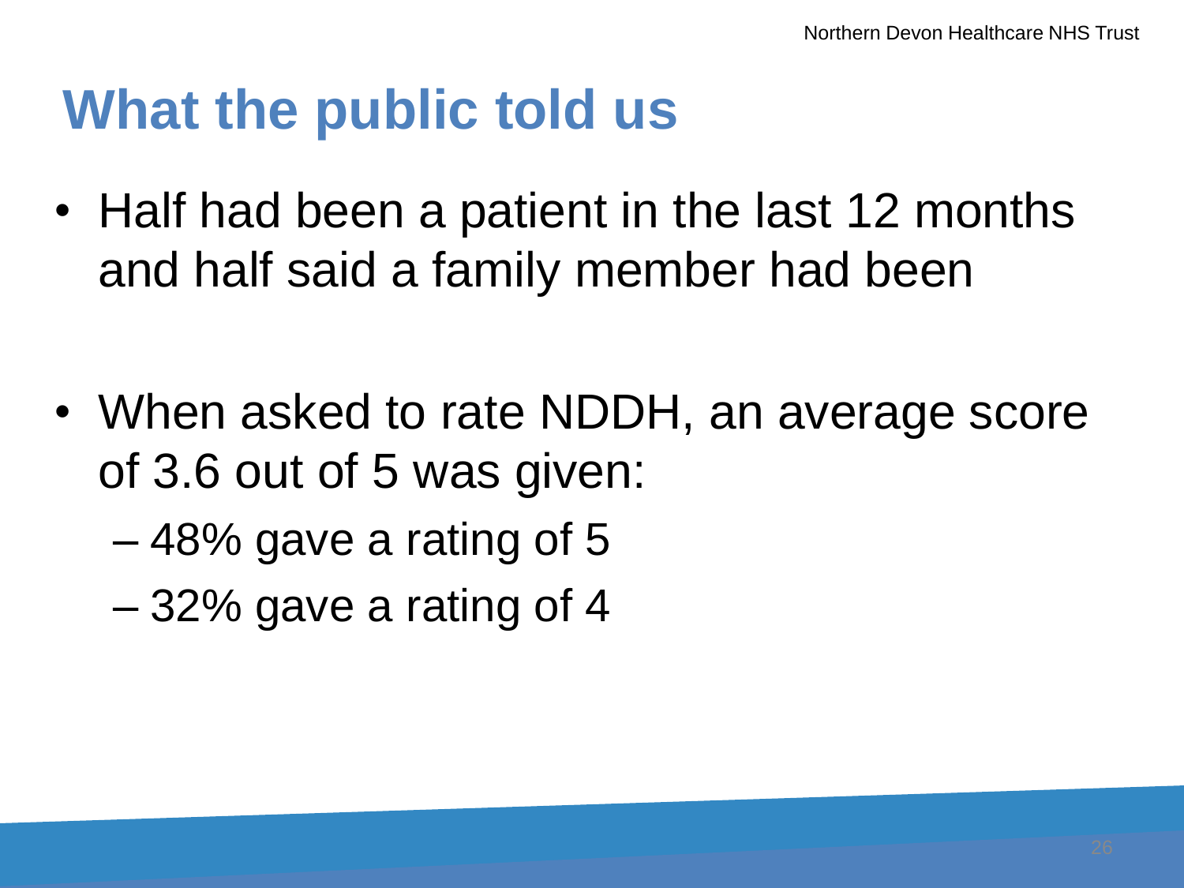# What the public told us

- Half had been a patient in the last 12 months and half said a family member had been

- When asked to rate NDDH, an average score of 3.6 out of 5 was given:
  - 48% gave a rating of 5
  - 32% gave a rating of 4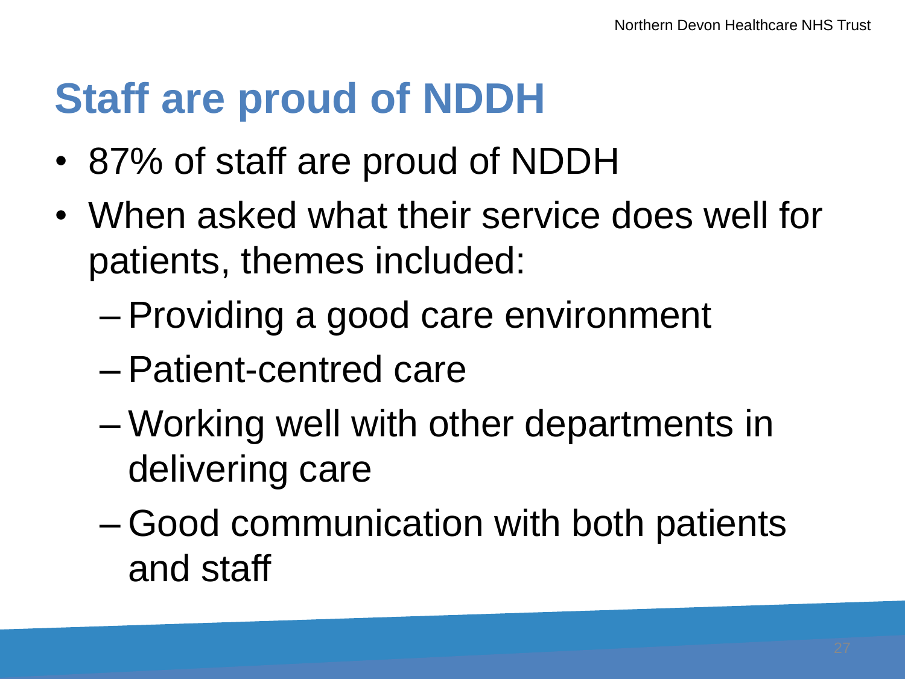# Staff are proud of NDDH

- 87% of staff are proud of NDDH
- When asked what their service does well for patients, themes included:
  - Providing a good care environment
  - Patient-centred care
  - Working well with other departments in delivering care
  - Good communication with both patients and staff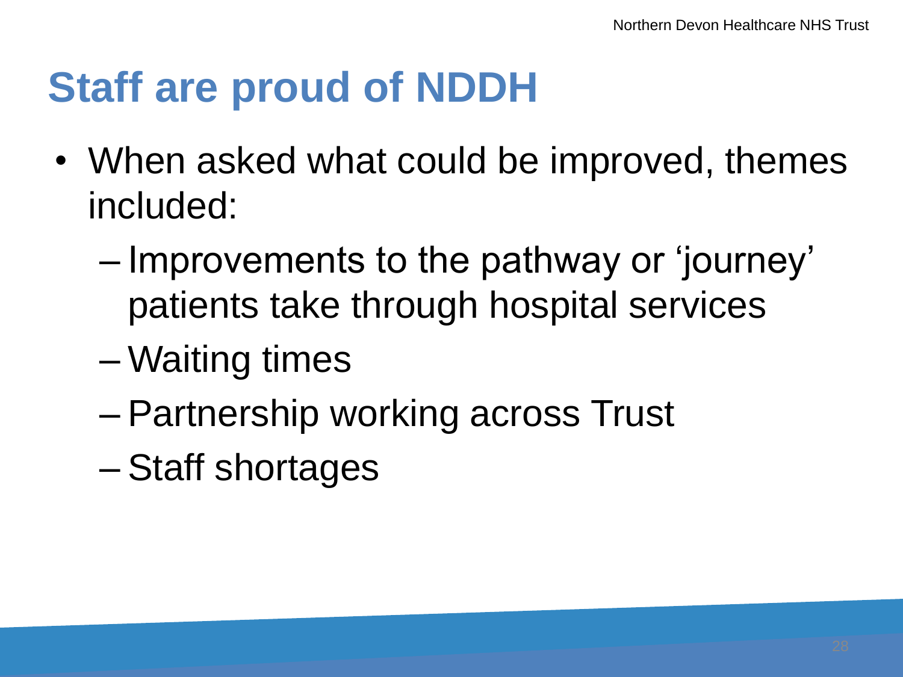# Staff are proud of NDDH

- When asked what could be improved, themes included:
  - Improvements to the pathway or 'journey' patients take through hospital services
  - Waiting times
  - Partnership working across Trust
  - Staff shortages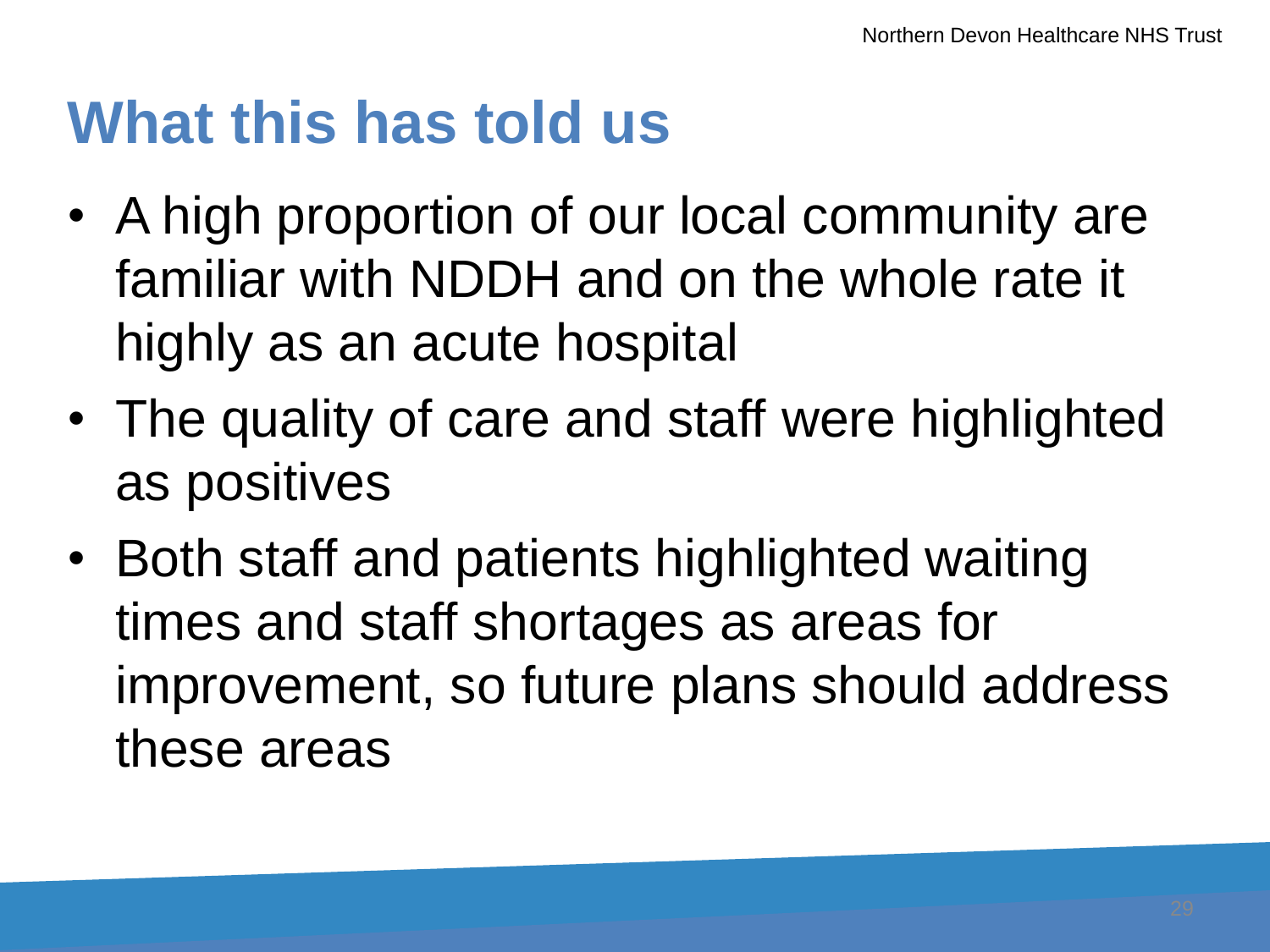# What this has told us

- A high proportion of our local community are familiar with NDDH and on the whole rate it highly as an acute hospital
- The quality of care and staff were highlighted as positives
- Both staff and patients highlighted waiting times and staff shortages as areas for improvement, so future plans should address these areas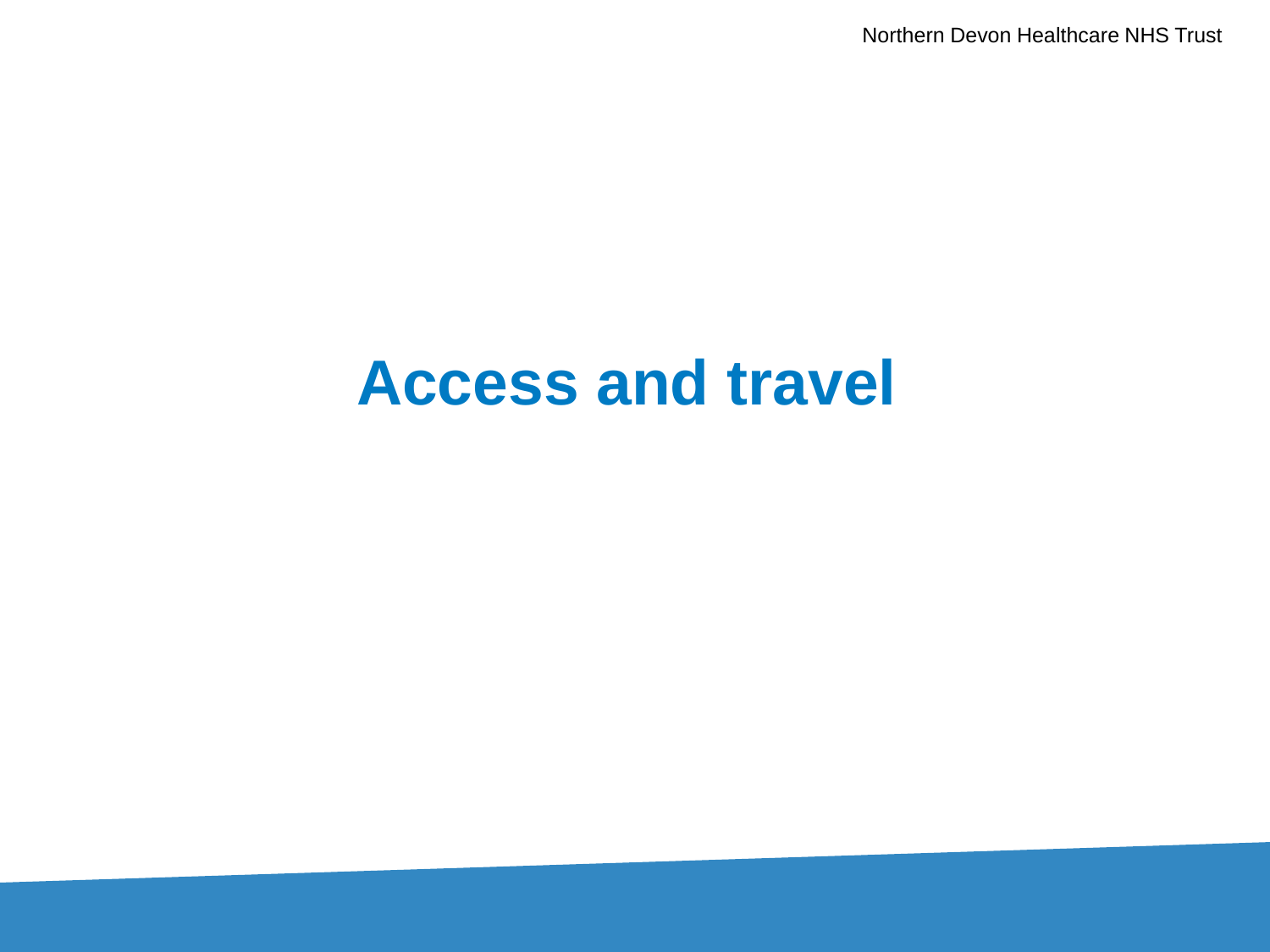# Access and travel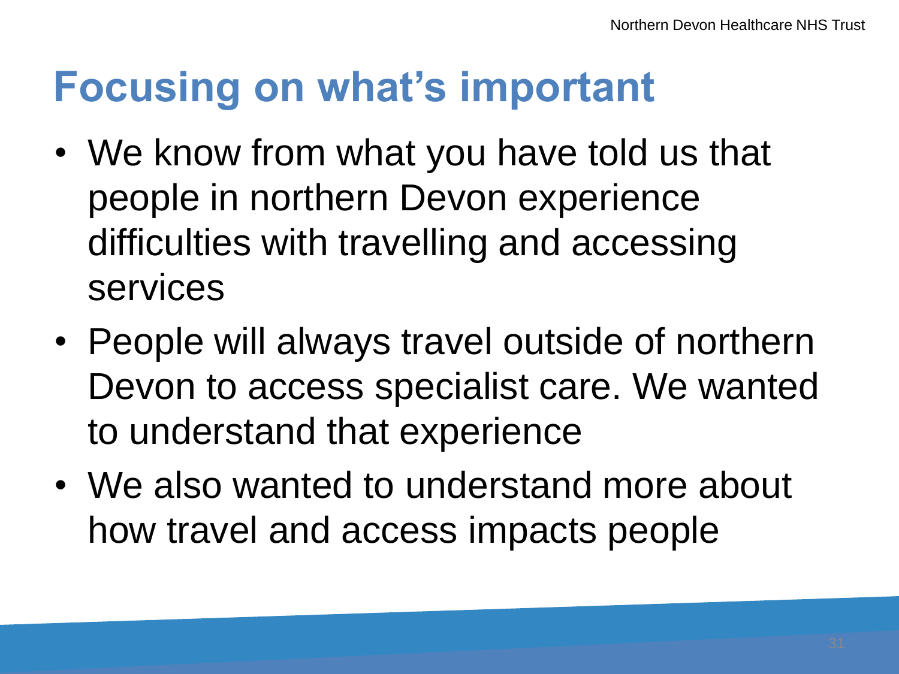# Focusing on what's important

- We know from what you have told us that people in northern Devon experience difficulties with travelling and accessing services
- People will always travel outside of northern Devon to access specialist care. We wanted to understand that experience
- We also wanted to understand more about how travel and access impacts people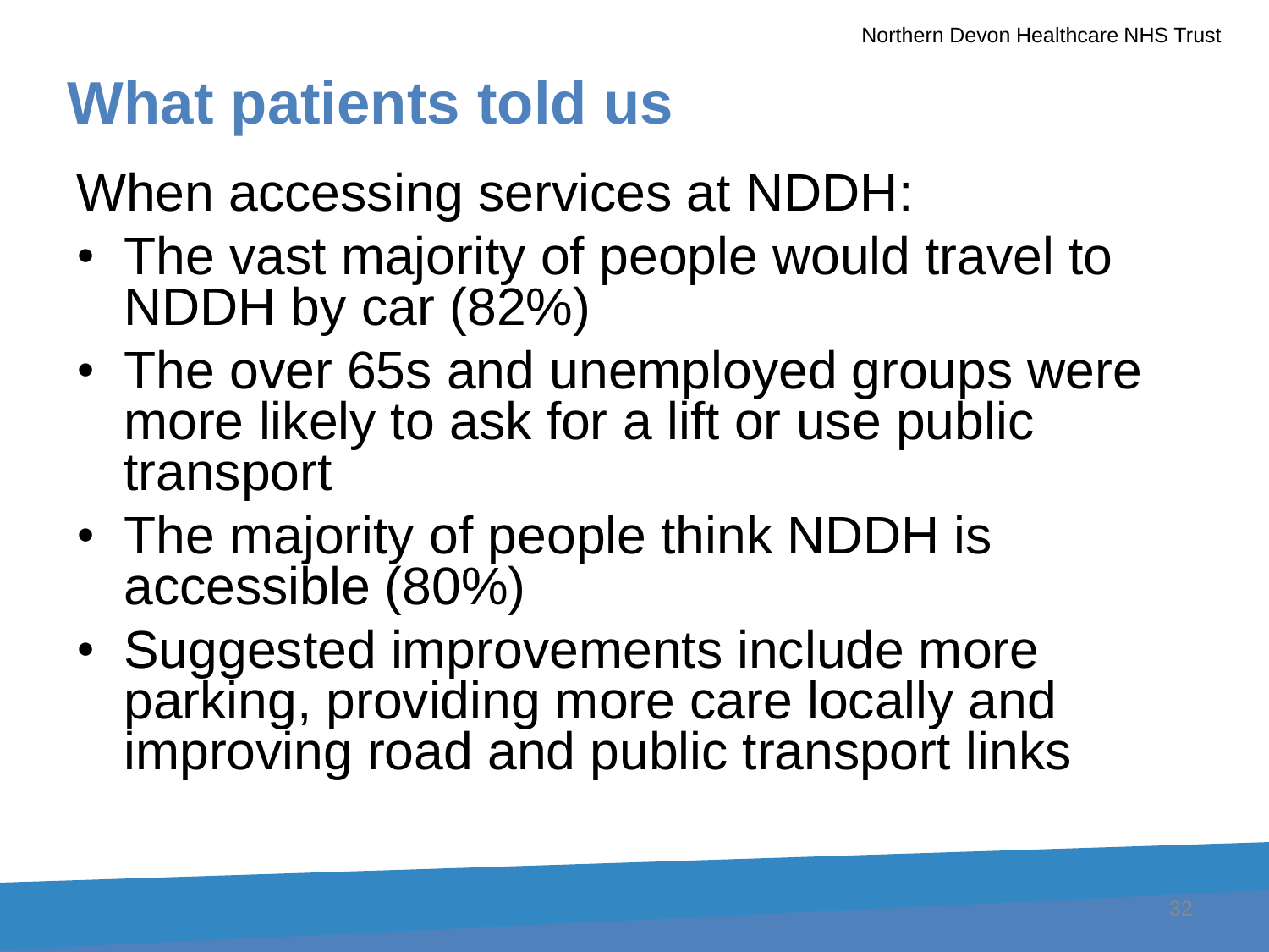# What patients told us

When accessing services at NDDH:

- The vast majority of people would travel to NDDH by car (82%)
- The over 65s and unemployed groups were more likely to ask for a lift or use public transport
- The majority of people think NDDH is accessible (80%)
- Suggested improvements include more parking, providing more care locally and improving road and public transport links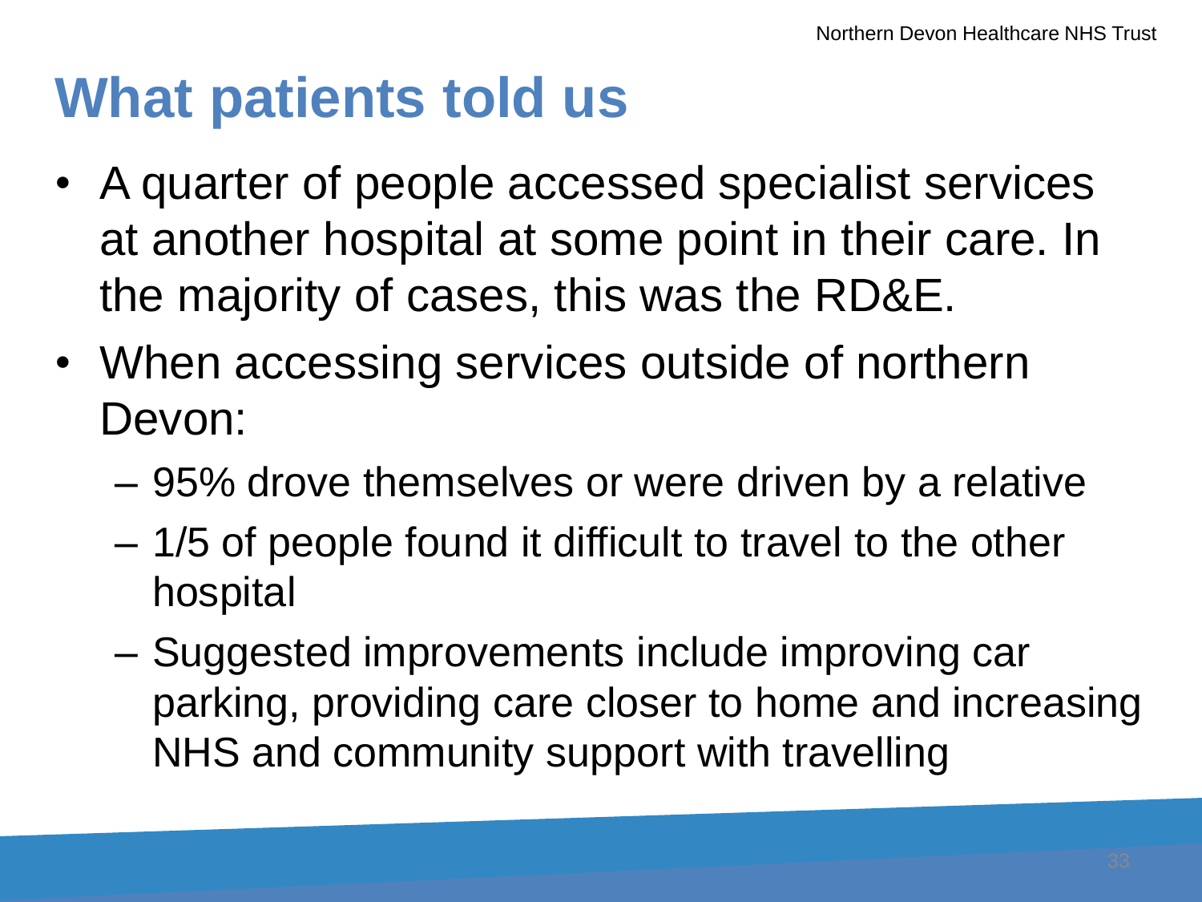# What patients told us

- A quarter of people accessed specialist services at another hospital at some point in their care. In the majority of cases, this was the RD&E.
- When accessing services outside of northern Devon:
  - 95% drove themselves or were driven by a relative
  - 1/5 of people found it difficult to travel to the other hospital
  - Suggested improvements include improving car parking, providing care closer to home and increasing NHS and community support with travelling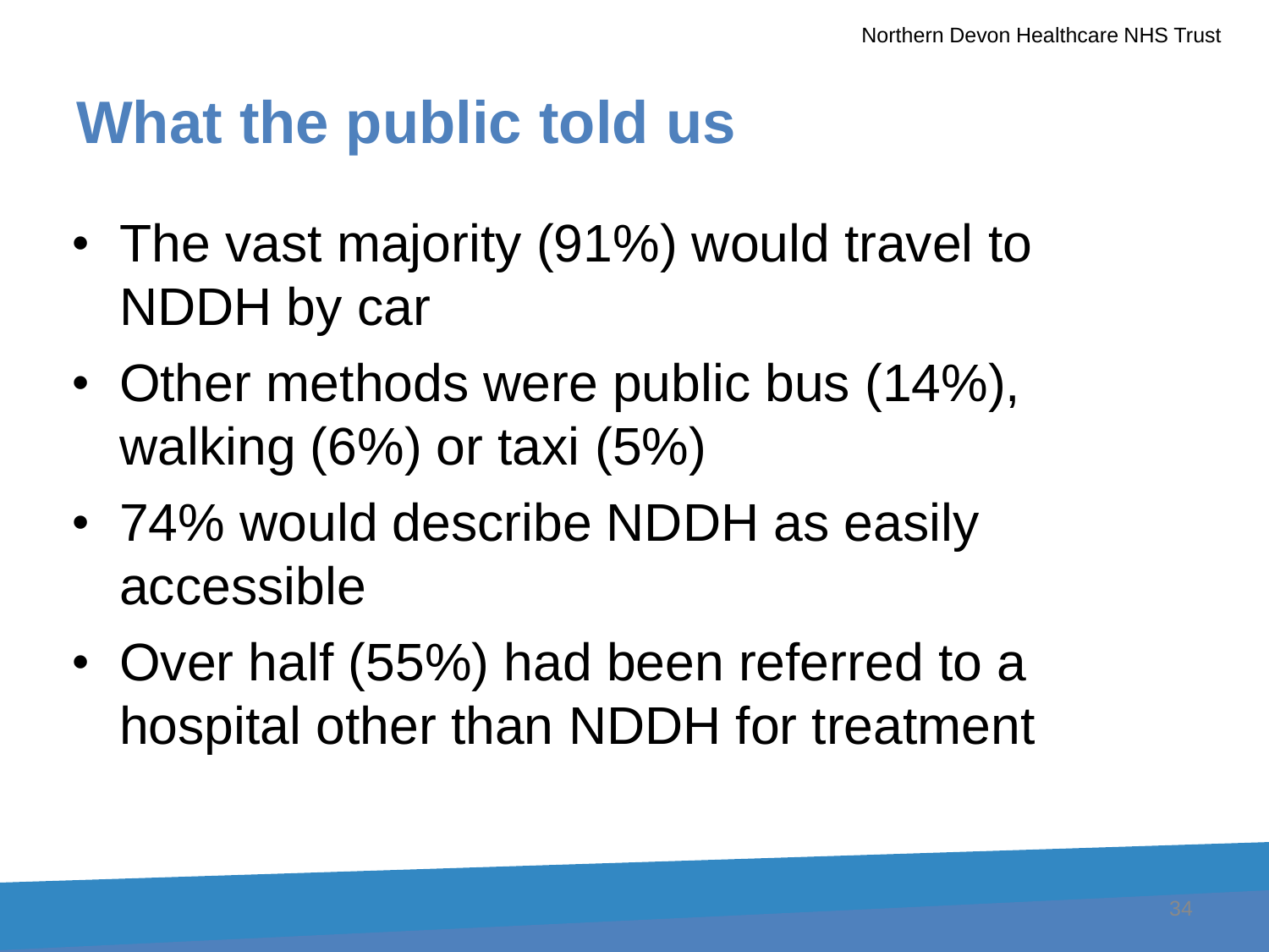# What the public told us

- The vast majority (91%) would travel to NDDH by car
- Other methods were public bus (14%), walking (6%) or taxi (5%)
- 74% would describe NDDH as easily accessible
- Over half (55%) had been referred to a hospital other than NDDH for treatment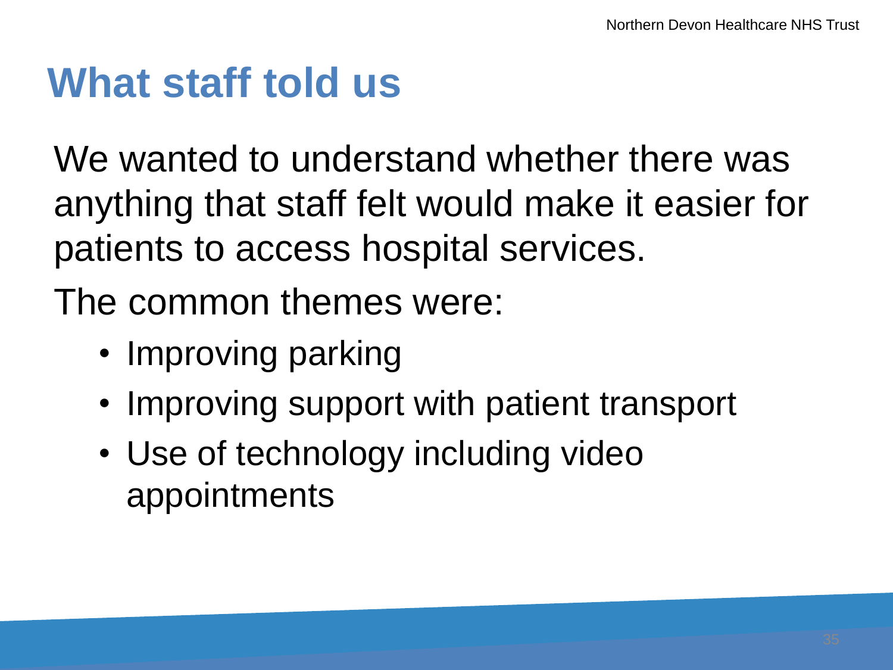# What staff told us

We wanted to understand whether there was anything that staff felt would make it easier for patients to access hospital services.

The common themes were:

- Improving parking
- Improving support with patient transport
- Use of technology including video appointments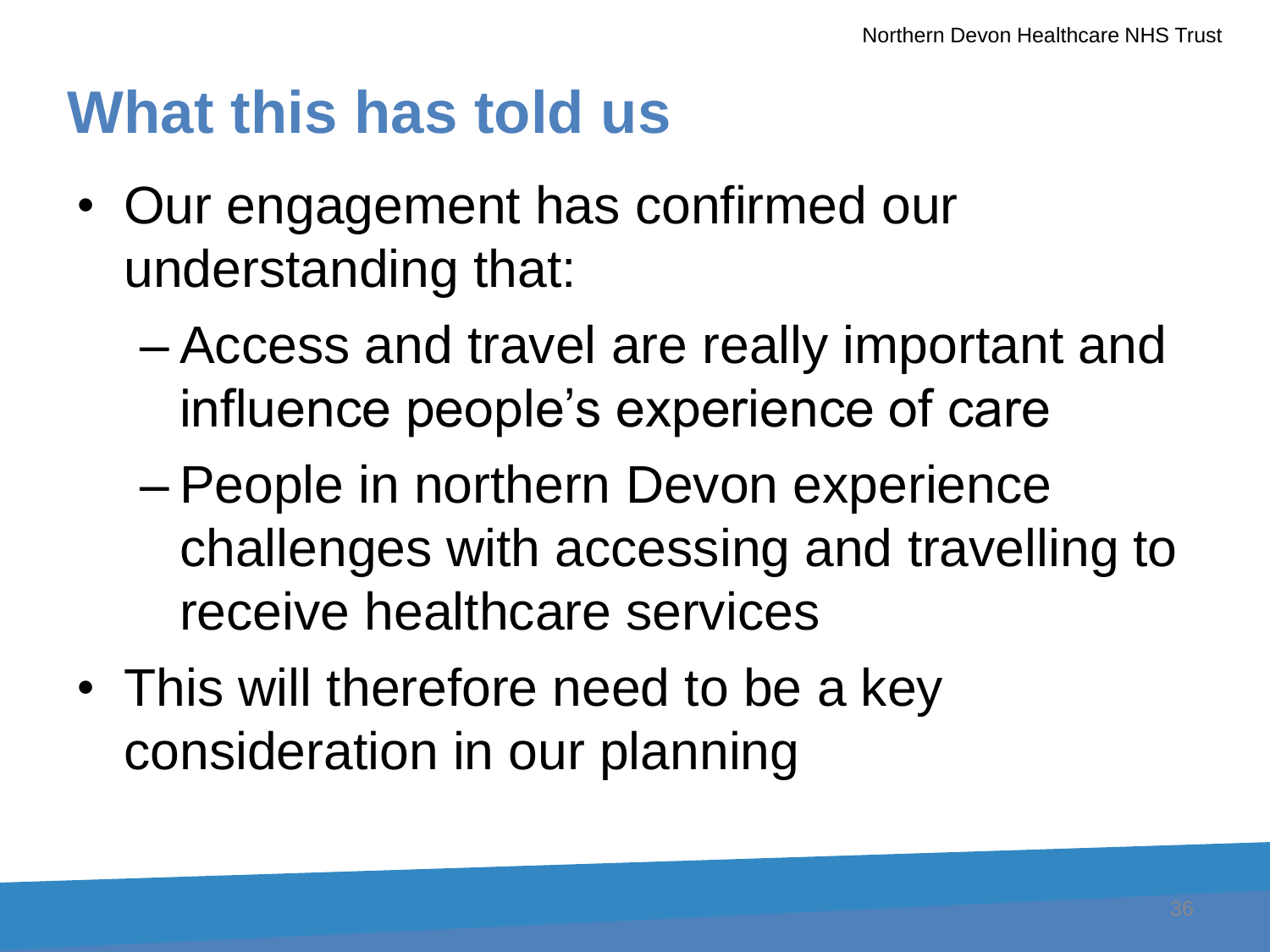# What this has told us

- Our engagement has confirmed our understanding that:
  - Access and travel are really important and influence people's experience of care
  - People in northern Devon experience challenges with accessing and travelling to receive healthcare services
- This will therefore need to be a key consideration in our planning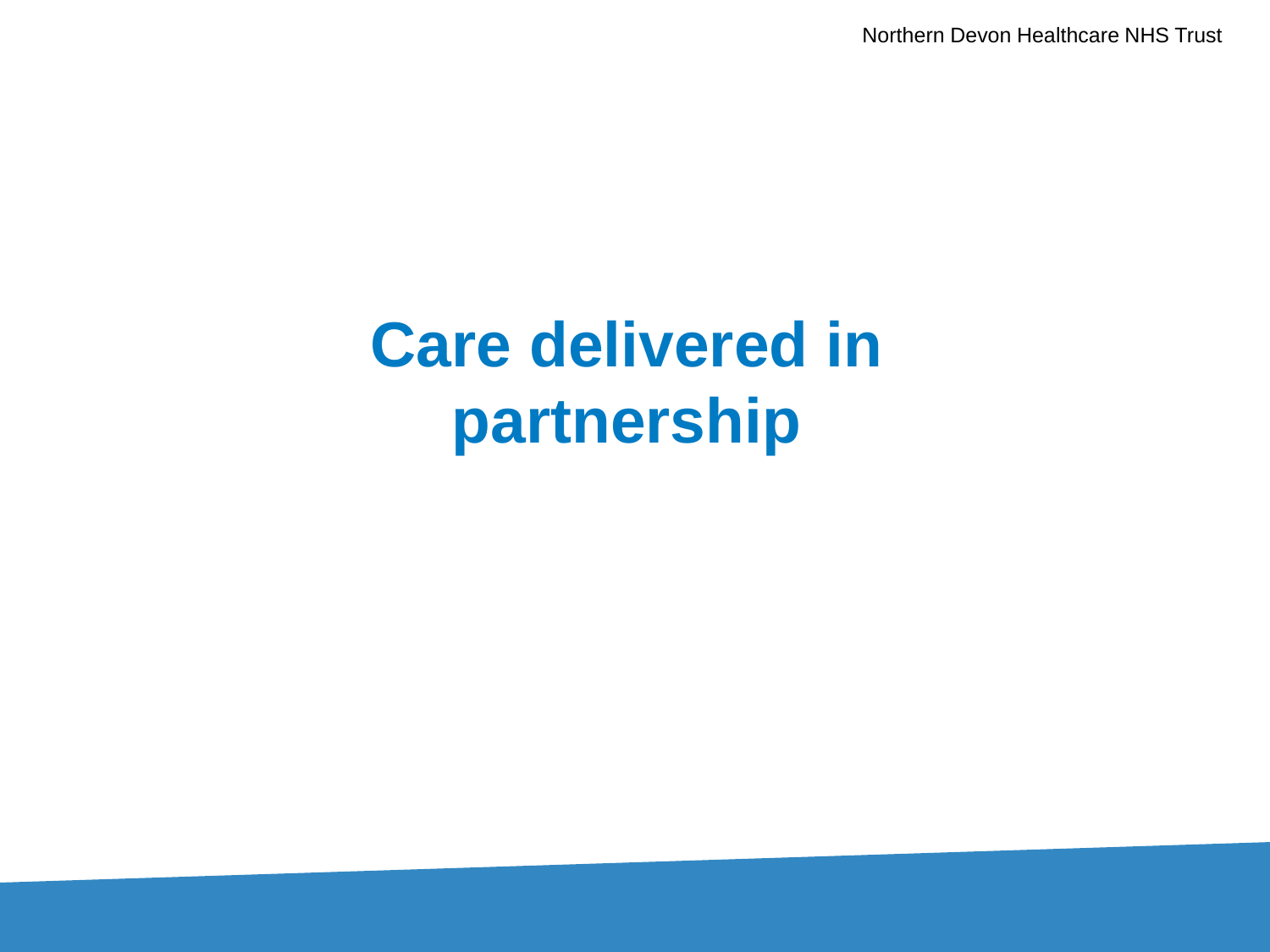# Care delivered in partnership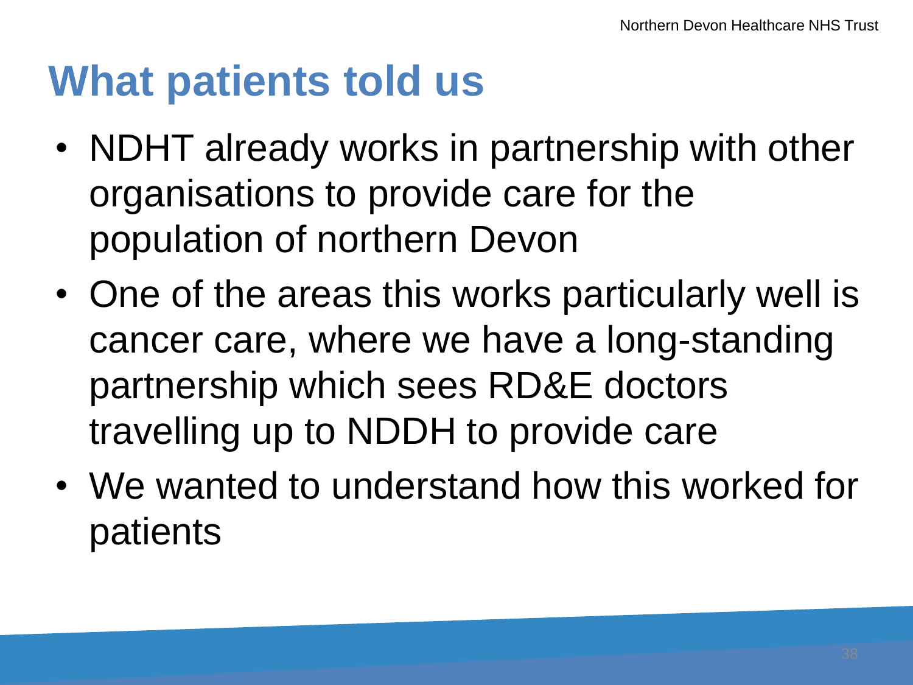# What patients told us

- NDHT already works in partnership with other organisations to provide care for the population of northern Devon
- One of the areas this works particularly well is cancer care, where we have a long-standing partnership which sees RD&E doctors travelling up to NDDH to provide care
- We wanted to understand how this worked for patients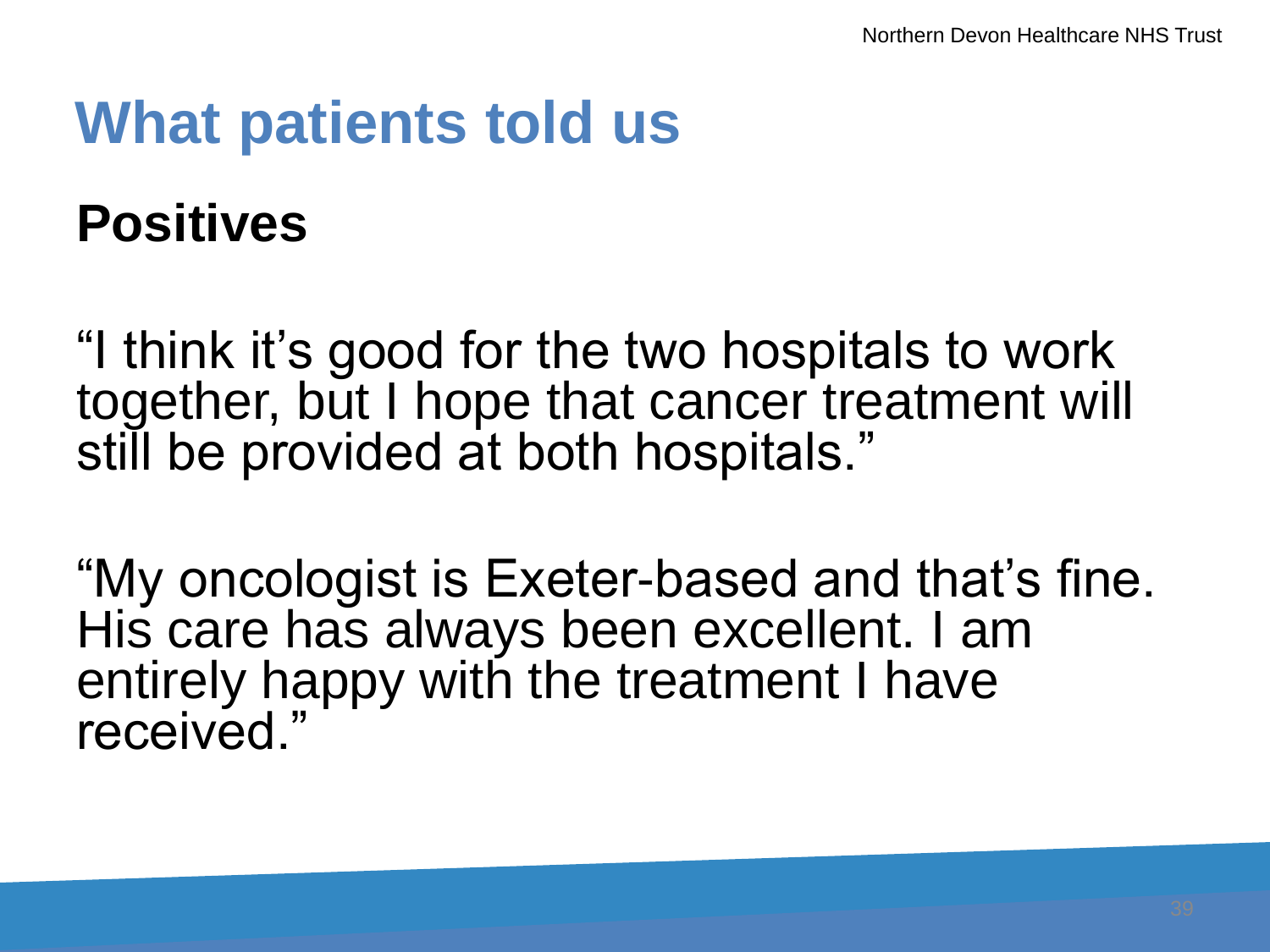# What patients told us

## Positives

"I think it's good for the two hospitals to work together, but I hope that cancer treatment will still be provided at both hospitals."

"My oncologist is Exeter-based and that's fine. His care has always been excellent. I am entirely happy with the treatment I have received."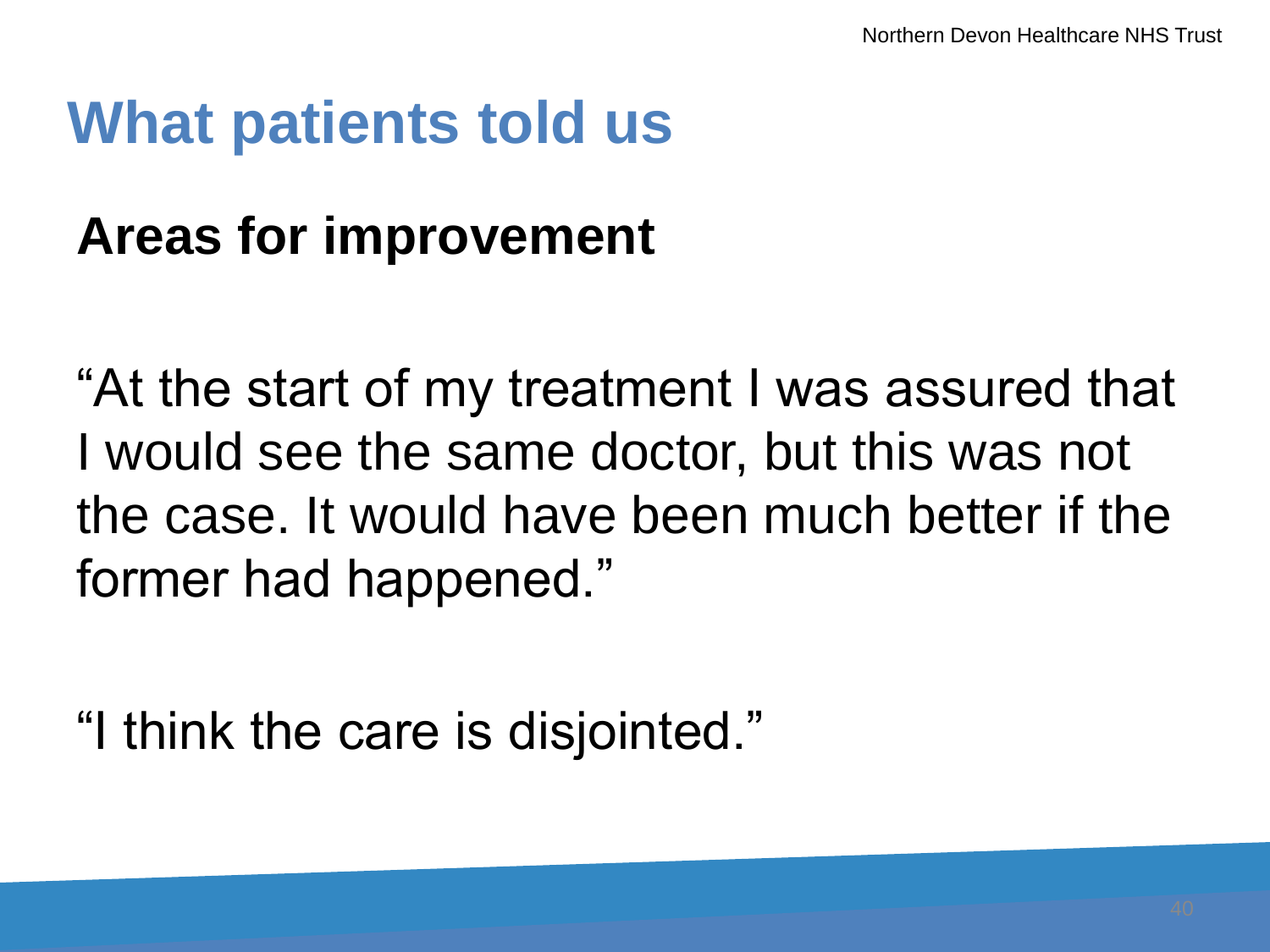# What patients told us

## Areas for improvement

“At the start of my treatment I was assured that I would see the same doctor, but this was not the case. It would have been much better if the former had happened.”

“I think the care is disjointed.”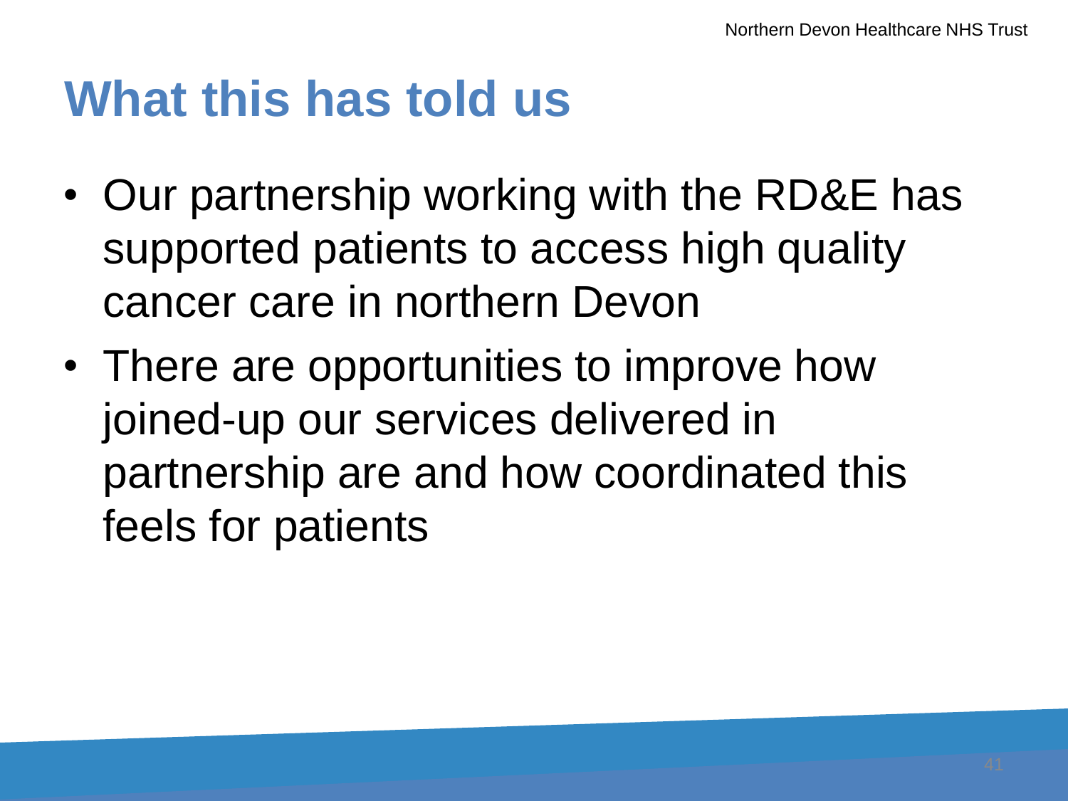# What this has told us

- Our partnership working with the RD&E has supported patients to access high quality cancer care in northern Devon
- There are opportunities to improve how joined-up our services delivered in partnership are and how coordinated this feels for patients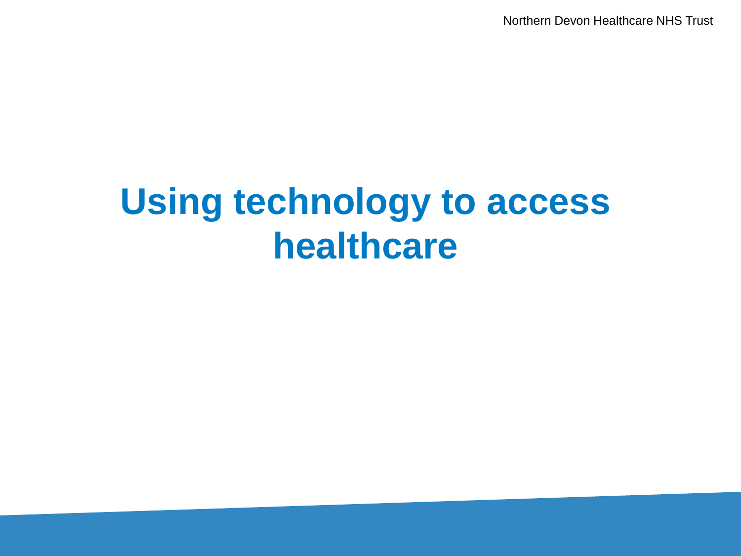# Using technology to access healthcare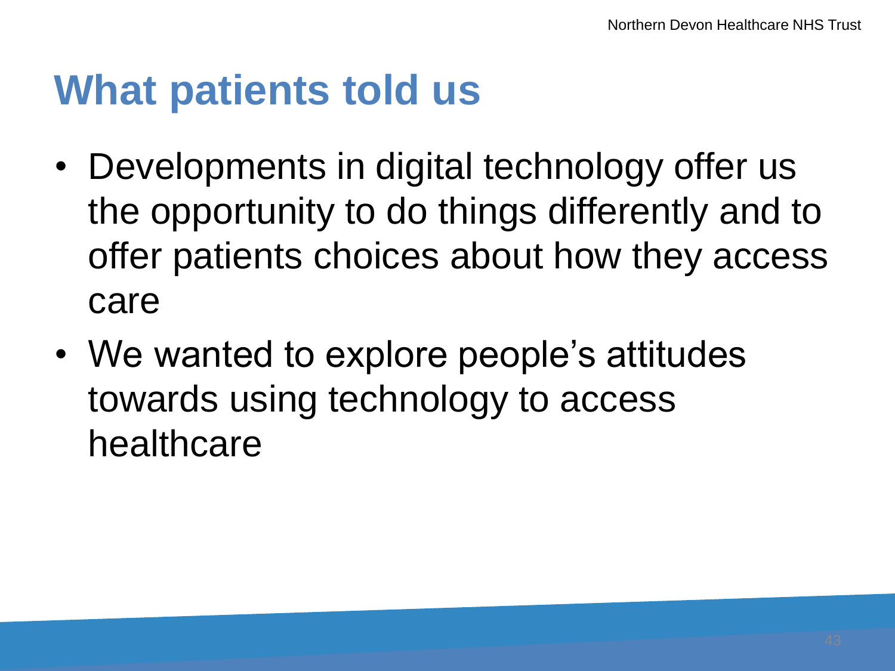# What patients told us

- Developments in digital technology offer us the opportunity to do things differently and to offer patients choices about how they access care
- We wanted to explore people’s attitudes towards using technology to access healthcare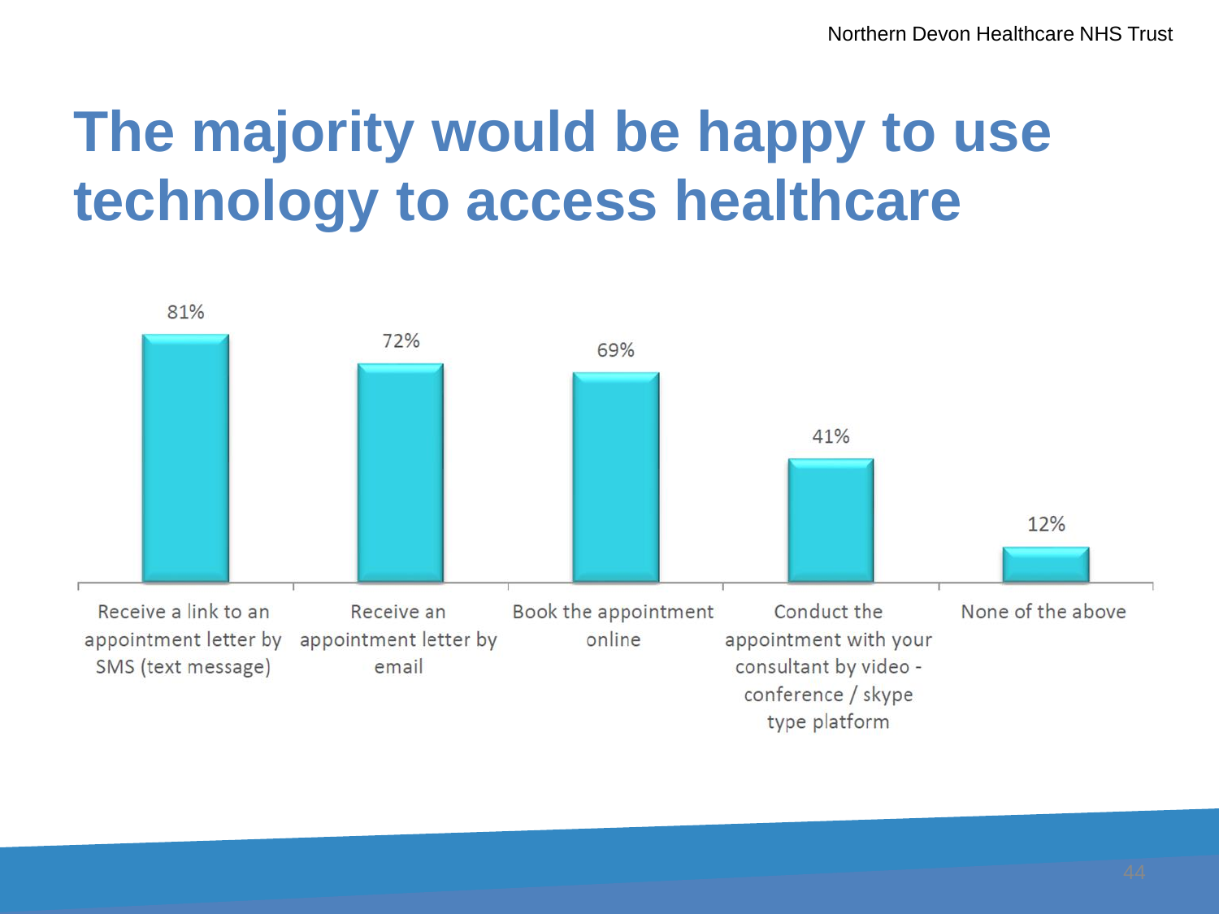# The majority would be happy to use technology to access healthcare

| Option | Percentage |
|---|---|
| Receive a link to an appointment letter by SMS (text message) | 81% |
| Receive an appointment letter by email | 72% |
| Book the appointment online | 69% |
| Conduct the appointment with your consultant by video - conference / skype type platform | 41% |
| None of the above | 12% |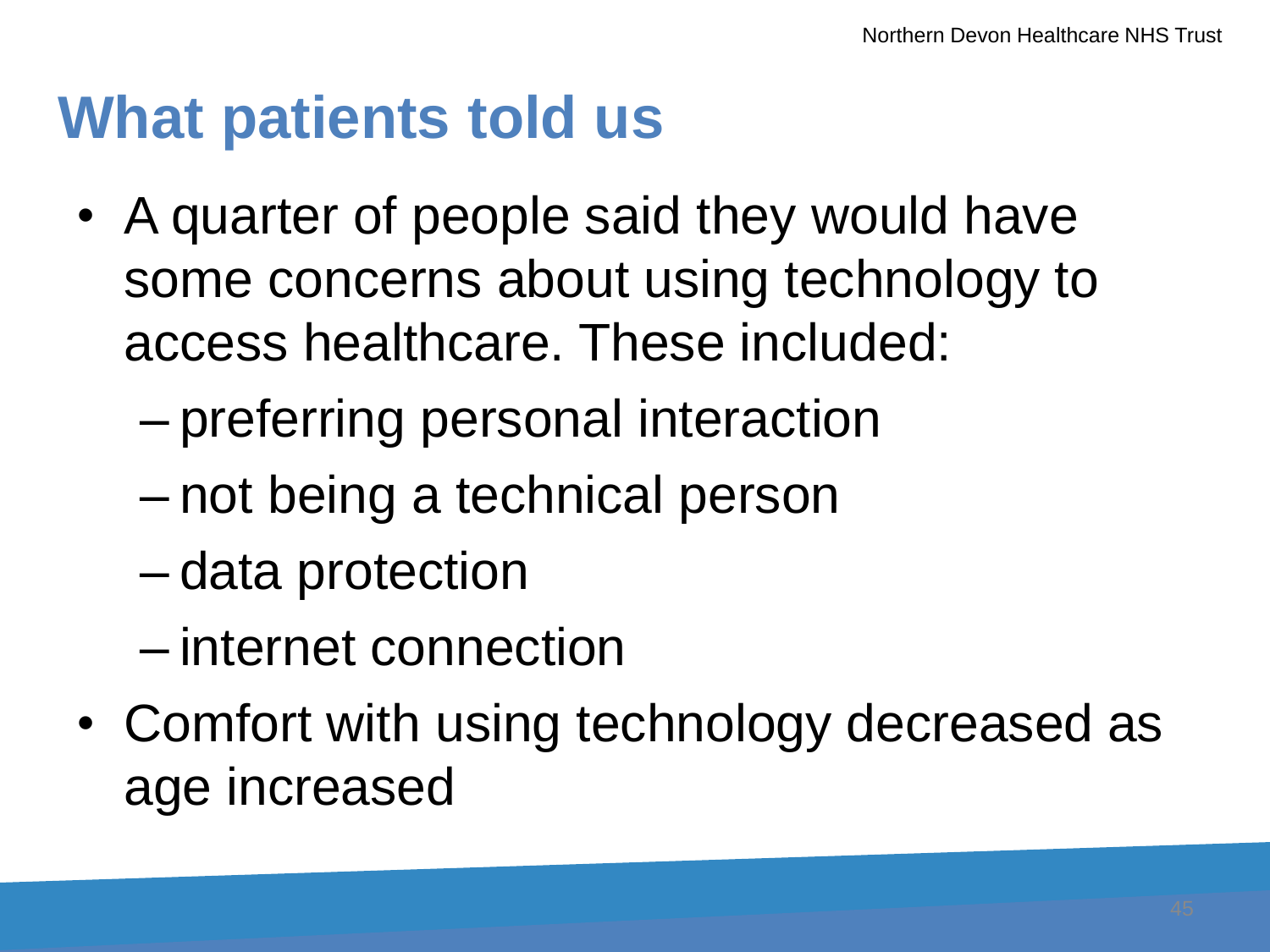# What patients told us

- A quarter of people said they would have some concerns about using technology to access healthcare. These included:
  - preferring personal interaction
  - not being a technical person
  - data protection
  - internet connection
- Comfort with using technology decreased as age increased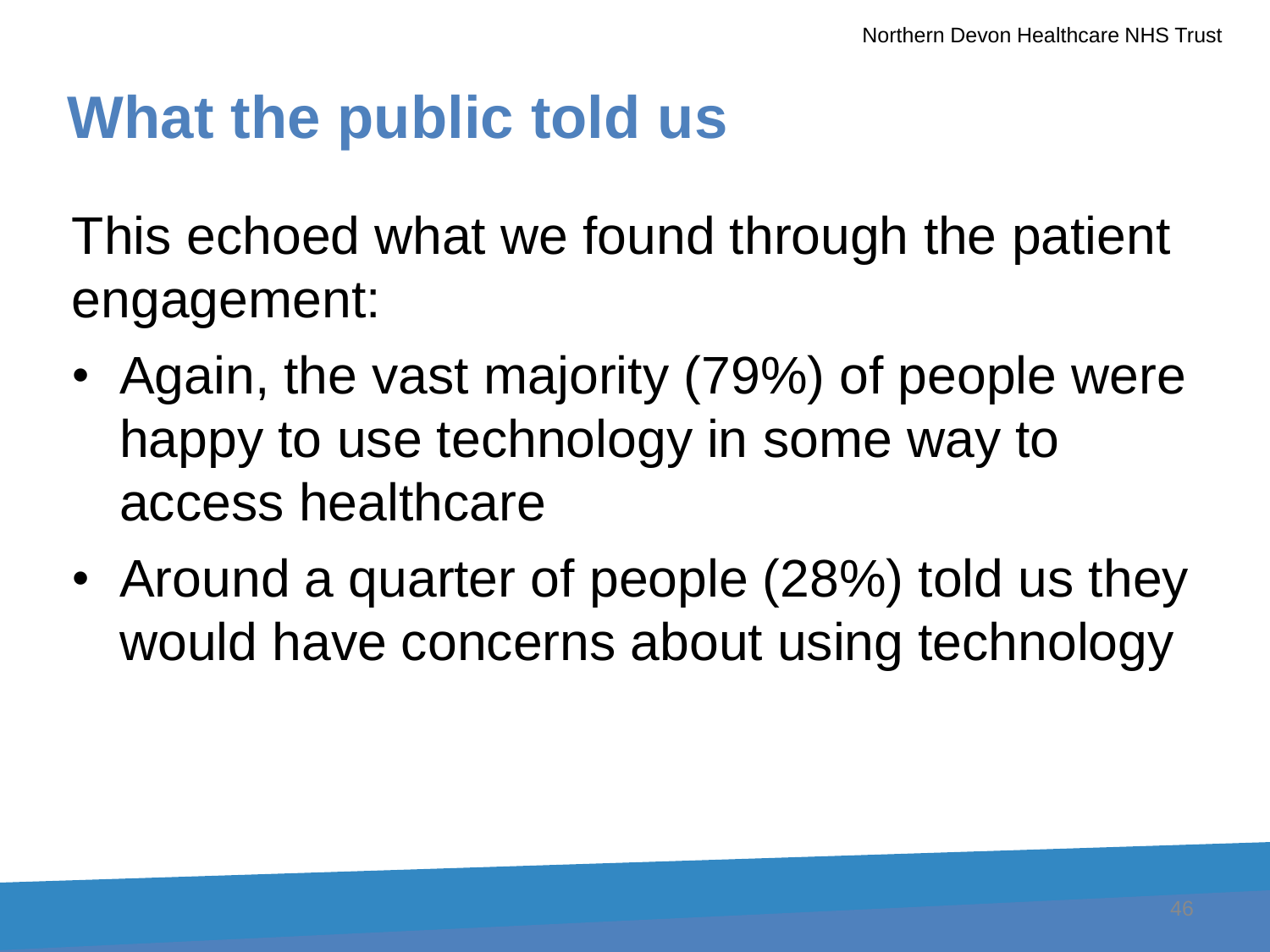# What the public told us

This echoed what we found through the patient engagement:

- Again, the vast majority (79%) of people were happy to use technology in some way to access healthcare
- Around a quarter of people (28%) told us they would have concerns about using technology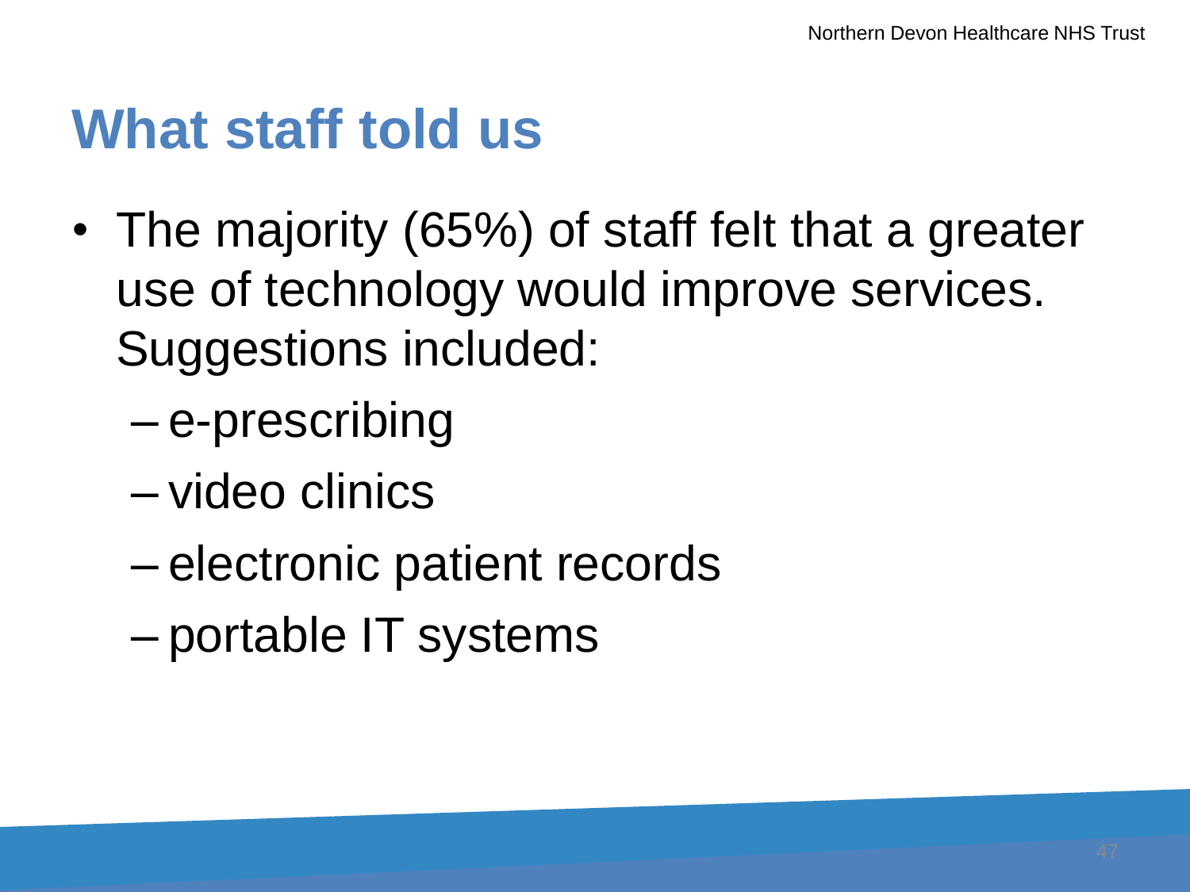# What staff told us

- The majority (65%) of staff felt that a greater use of technology would improve services. Suggestions included:
  - e-prescribing
  - video clinics
  - electronic patient records
  - portable IT systems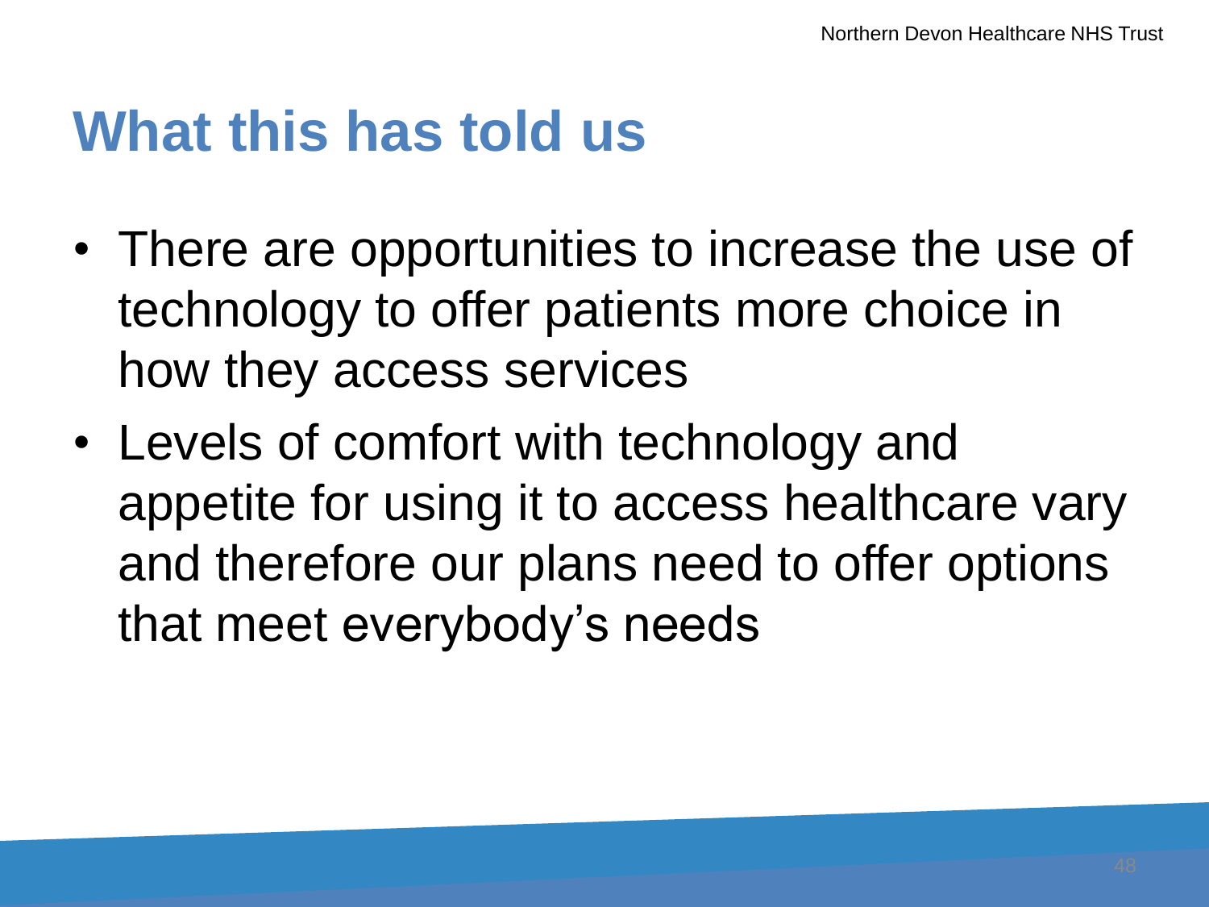# What this has told us

- There are opportunities to increase the use of technology to offer patients more choice in how they access services
- Levels of comfort with technology and appetite for using it to access healthcare vary and therefore our plans need to offer options that meet everybody's needs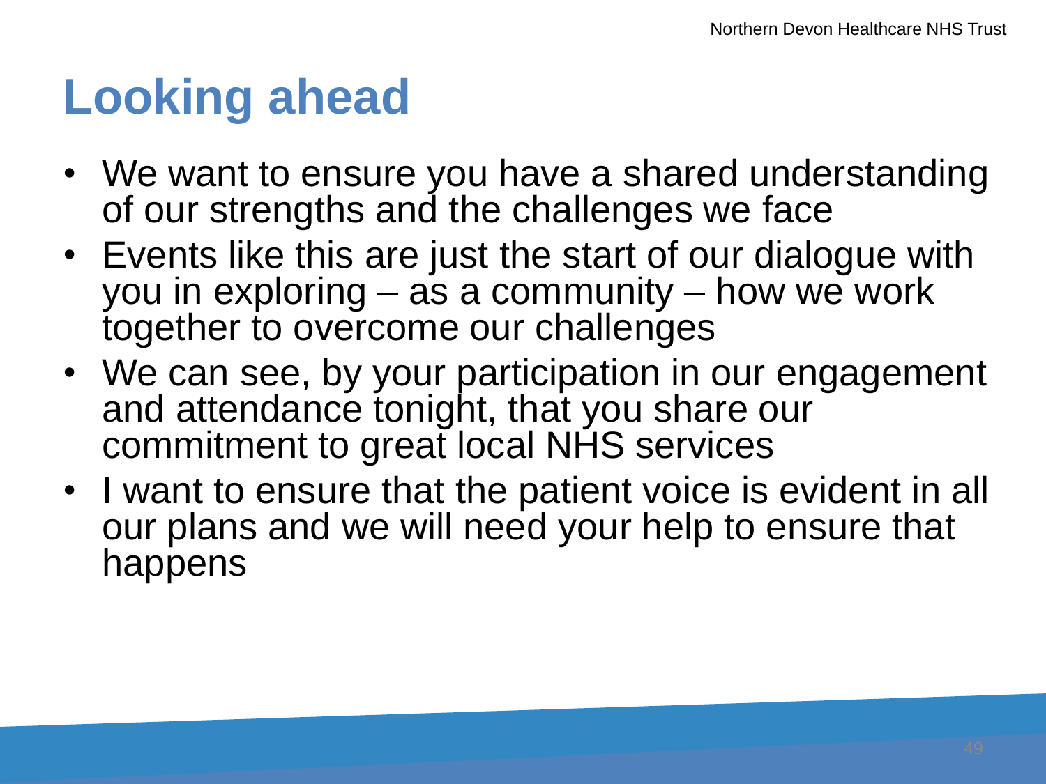# Looking ahead

- We want to ensure you have a shared understanding of our strengths and the challenges we face
- Events like this are just the start of our dialogue with you in exploring – as a community – how we work together to overcome our challenges
- We can see, by your participation in our engagement and attendance tonight, that you share our commitment to great local NHS services
- I want to ensure that the patient voice is evident in all our plans and we will need your help to ensure that happens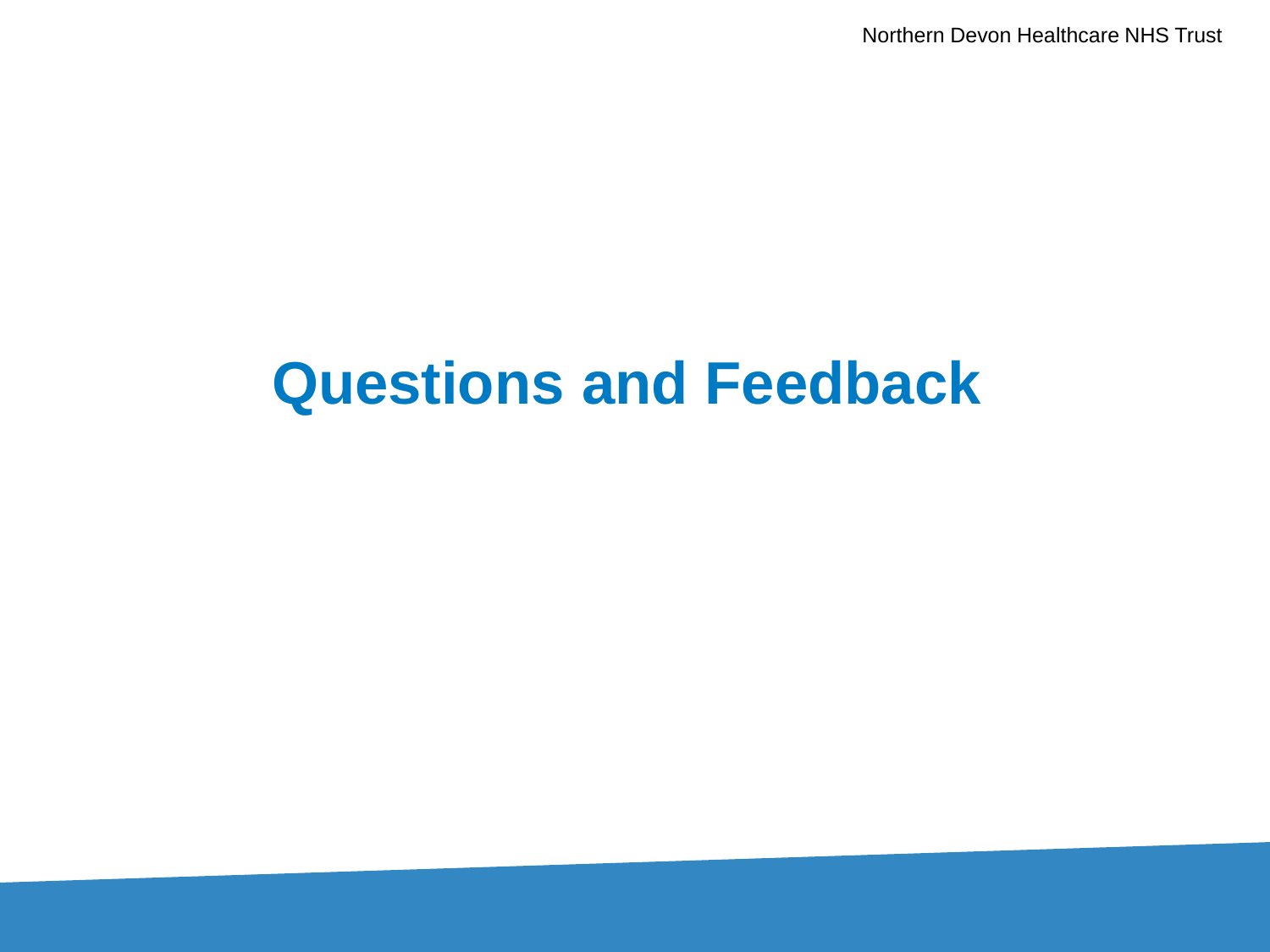# Questions and Feedback